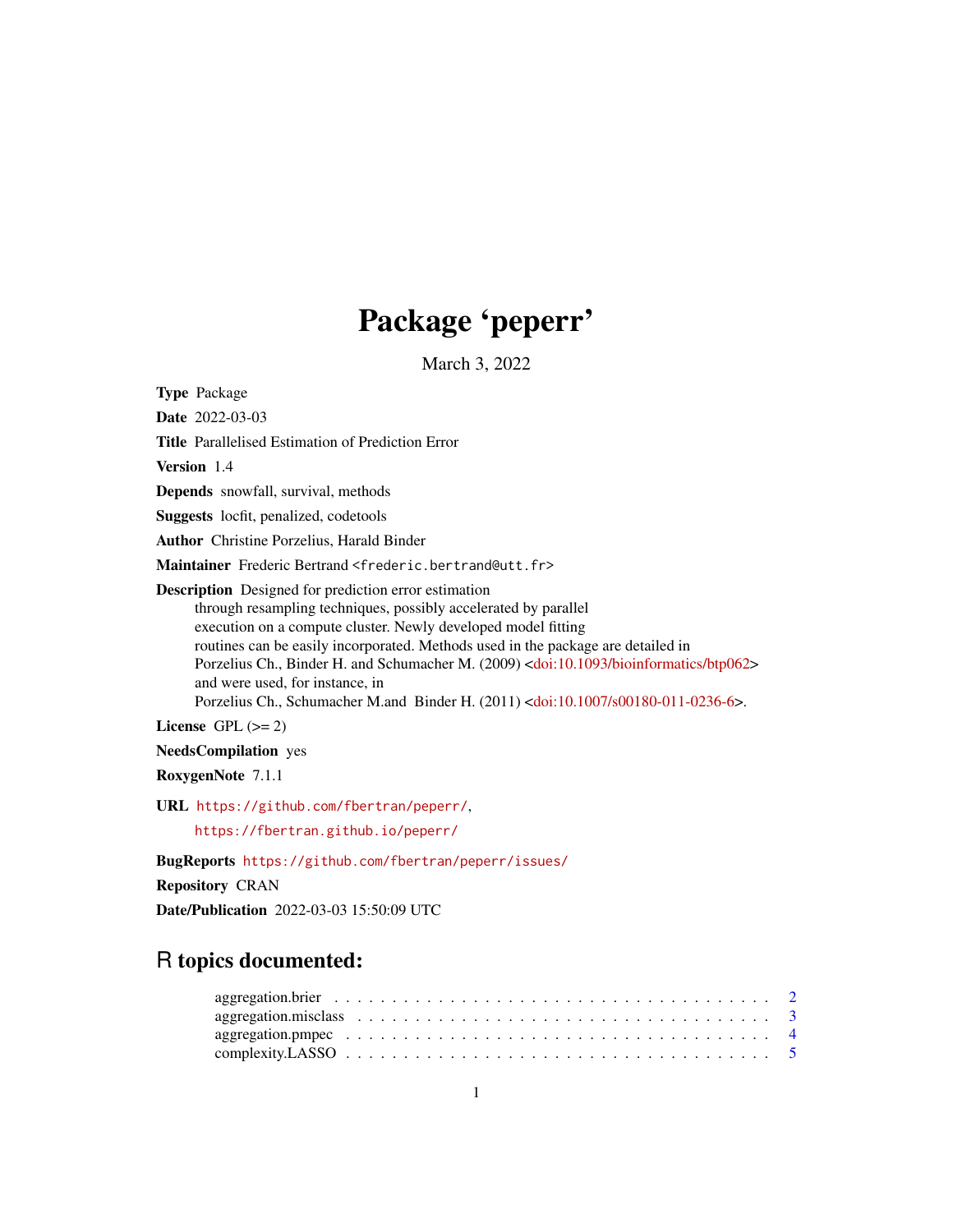# Package 'peperr'

March 3, 2022

**Type** Package

**Date** 2022-03-03

**Title** Parallelised Estimation of Prediction Error

**Version** 1.4

**Depends** snowfall, survival, methods

**Suggests** locfit, penalized, codetools

**Author** Christine Porzelius, Harald Binder

**Maintainer** Frederic Bertrand <frederic.bertrand@utt.fr>

**Description** Designed for prediction error estimation
through resampling techniques, possibly accelerated by parallel
execution on a compute cluster. Newly developed model fitting
routines can be easily incorporated. Methods used in the package are detailed in
Porzelius Ch., Binder H. and Schumacher M. (2009) <doi:10.1093/bioinformatics/btp062>
and were used, for instance, in
Porzelius Ch., Schumacher M.and Binder H. (2011) <doi:10.1007/s00180-011-0236-6>.

**License** GPL (>= 2)

**NeedsCompilation** yes

**RoxygenNote** 7.1.1

**URL** https://github.com/fbertran/peperr/,
https://fbertran.github.io/peperr/

**BugReports** https://github.com/fbertran/peperr/issues/

**Repository** CRAN

**Date/Publication** 2022-03-03 15:50:09 UTC

## R topics documented:

aggregation.brier . . . . . . . . . . . . . . . . . . . . . . . . . . . . . . . . . . . . . 2
aggregation.misclass . . . . . . . . . . . . . . . . . . . . . . . . . . . . . . . . . . . 3
aggregation.pmpec . . . . . . . . . . . . . . . . . . . . . . . . . . . . . . . . . . . . 4
complexity.LASSO . . . . . . . . . . . . . . . . . . . . . . . . . . . . . . . . . . . . 5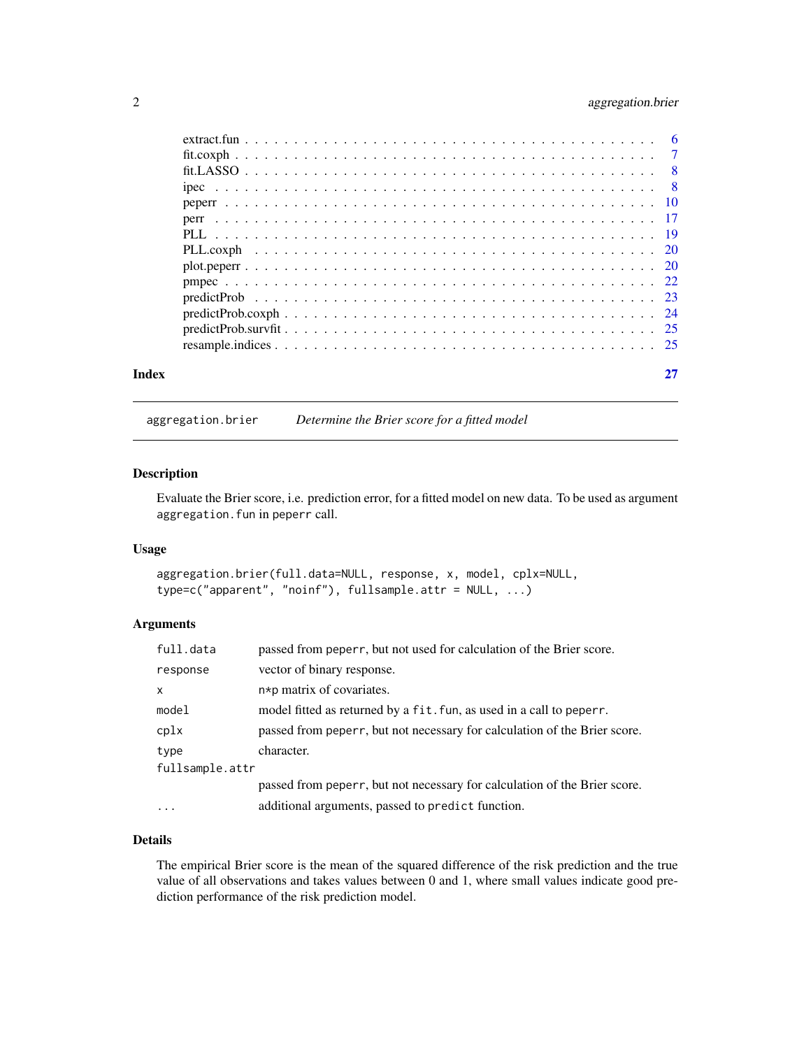| | |
|---|---|
| extract.fun | 6 |
| fit.coxph | 7 |
| fit.LASSO | 8 |
| ipec | 8 |
| peperr | 10 |
| perr | 17 |
| PLL | 19 |
| PLL.coxph | 20 |
| plot.peperr | 20 |
| pmpec | 22 |
| predictProb | 23 |
| predictProb.coxph | 24 |
| predictProb.survfit | 25 |
| resample.indices | 25 |

**Index** 27

---

## aggregation.brier — *Determine the Brier score for a fitted model*

### Description

Evaluate the Brier score, i.e. prediction error, for a fitted model on new data. To be used as argument `aggregation.fun` in `peperr` call.

### Usage

```
aggregation.brier(full.data=NULL, response, x, model, cplx=NULL,
type=c("apparent", "noinf"), fullsample.attr = NULL, ...)
```

### Arguments

| | |
|---|---|
| `full.data` | passed from `peperr`, but not used for calculation of the Brier score. |
| `response` | vector of binary response. |
| `x` | `n*p` matrix of covariates. |
| `model` | model fitted as returned by a `fit.fun`, as used in a call to `peperr`. |
| `cplx` | passed from `peperr`, but not necessary for calculation of the Brier score. |
| `type` | character. |
| `fullsample.attr` | passed from `peperr`, but not necessary for calculation of the Brier score. |
| `...` | additional arguments, passed to `predict` function. |

### Details

The empirical Brier score is the mean of the squared difference of the risk prediction and the true value of all observations and takes values between 0 and 1, where small values indicate good prediction performance of the risk prediction model.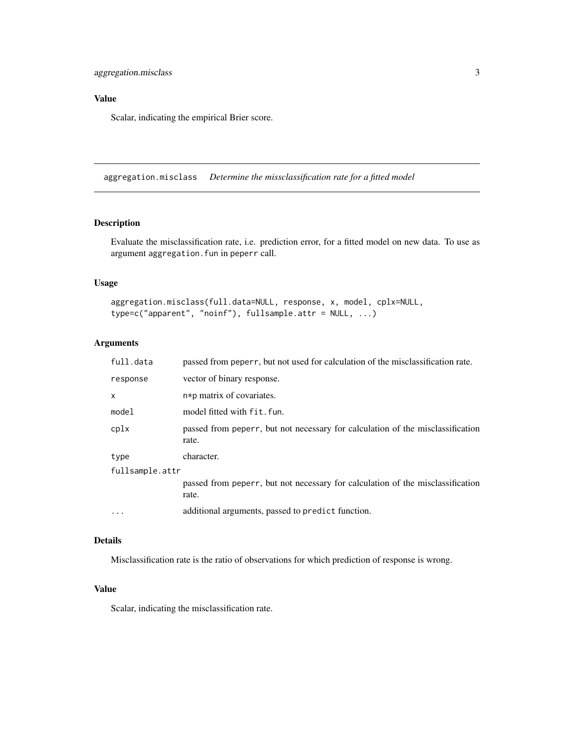## Value

Scalar, indicating the empirical Brier score.

---

## aggregation.misclass *Determine the missclassification rate for a fitted model*

### Description

Evaluate the misclassification rate, i.e. prediction error, for a fitted model on new data. To use as argument `aggregation.fun` in `peperr` call.

### Usage

```
aggregation.misclass(full.data=NULL, response, x, model, cplx=NULL,
type=c("apparent", "noinf"), fullsample.attr = NULL, ...)
```

### Arguments

| | |
|---|---|
| `full.data` | passed from `peperr`, but not used for calculation of the misclassification rate. |
| `response` | vector of binary response. |
| `x` | n*p matrix of covariates. |
| `model` | model fitted with `fit.fun`. |
| `cplx` | passed from `peperr`, but not necessary for calculation of the misclassification rate. |
| `type` | character. |
| `fullsample.attr` | passed from `peperr`, but not necessary for calculation of the misclassification rate. |
| `...` | additional arguments, passed to `predict` function. |

### Details

Misclassification rate is the ratio of observations for which prediction of response is wrong.

### Value

Scalar, indicating the misclassification rate.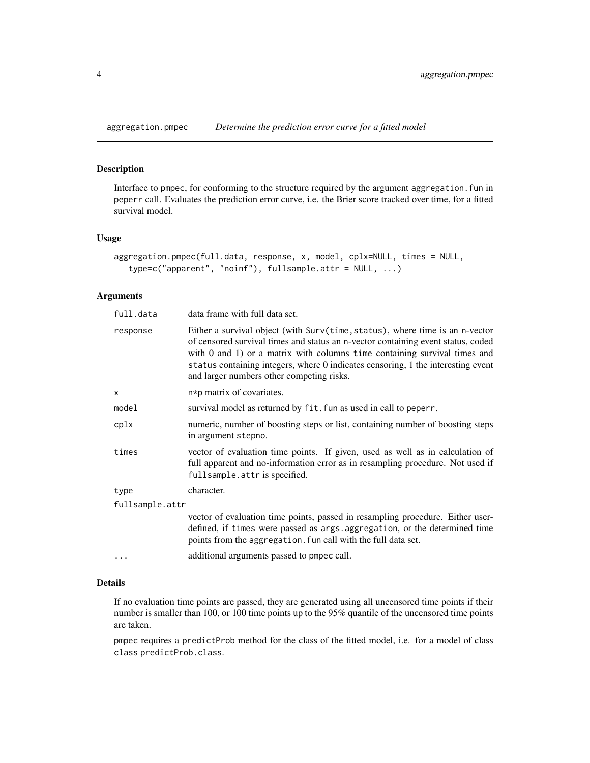## aggregation.pmpec *Determine the prediction error curve for a fitted model*

### Description

Interface to pmpec, for conforming to the structure required by the argument aggregation.fun in peperr call. Evaluates the prediction error curve, i.e. the Brier score tracked over time, for a fitted survival model.

### Usage

```
aggregation.pmpec(full.data, response, x, model, cplx=NULL, times = NULL,
   type=c("apparent", "noinf"), fullsample.attr = NULL, ...)
```

### Arguments

| | |
|---|---|
| full.data | data frame with full data set. |
| response | Either a survival object (with Surv(time,status), where time is an n-vector of censored survival times and status an n-vector containing event status, coded with 0 and 1) or a matrix with columns time containing survival times and status containing integers, where 0 indicates censoring, 1 the interesting event and larger numbers other competing risks. |
| x | n*p matrix of covariates. |
| model | survival model as returned by fit.fun as used in call to peperr. |
| cplx | numeric, number of boosting steps or list, containing number of boosting steps in argument stepno. |
| times | vector of evaluation time points. If given, used as well as in calculation of full apparent and no-information error as in resampling procedure. Not used if fullsample.attr is specified. |
| type | character. |
| fullsample.attr | vector of evaluation time points, passed in resampling procedure. Either user-defined, if times were passed as args.aggregation, or the determined time points from the aggregation.fun call with the full data set. |
| ... | additional arguments passed to pmpec call. |

### Details

If no evaluation time points are passed, they are generated using all uncensored time points if their number is smaller than 100, or 100 time points up to the 95% quantile of the uncensored time points are taken.

pmpec requires a predictProb method for the class of the fitted model, i.e. for a model of class class predictProb.class.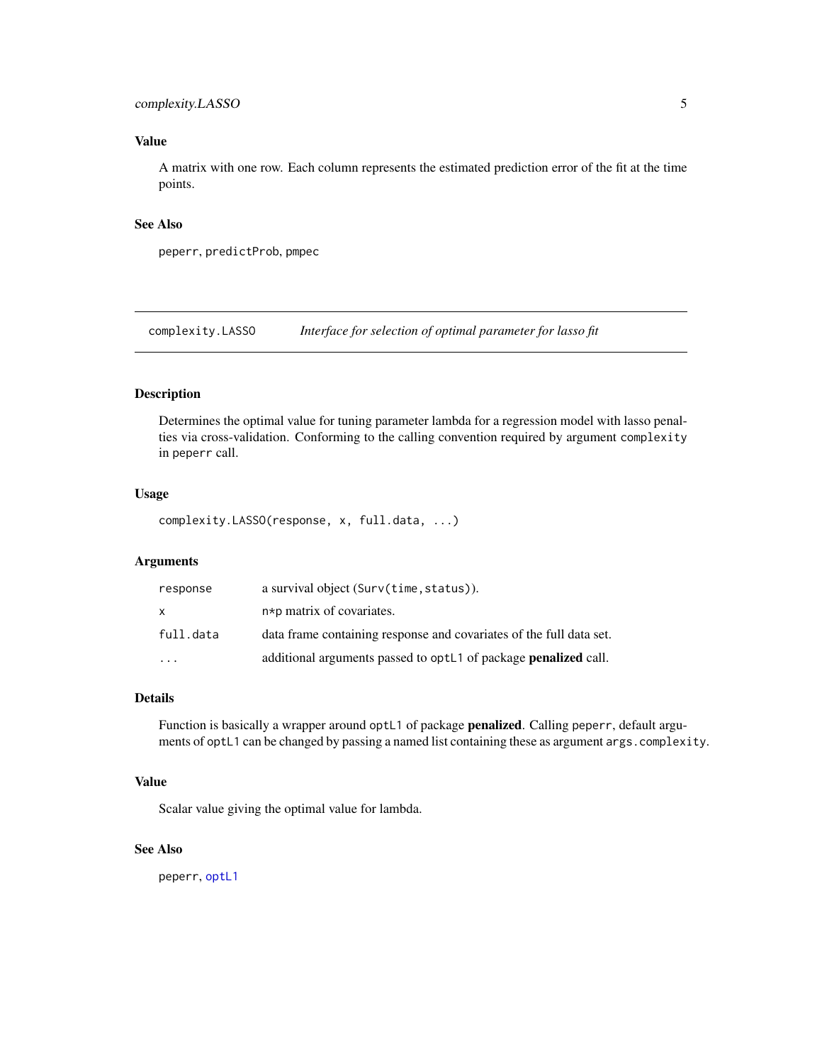### Value

A matrix with one row. Each column represents the estimated prediction error of the fit at the time points.

### See Also

`peperr`, `predictProb`, `pmpec`

---

## complexity.LASSO — *Interface for selection of optimal parameter for lasso fit*

---

### Description

Determines the optimal value for tuning parameter lambda for a regression model with lasso penalties via cross-validation. Conforming to the calling convention required by argument `complexity` in `peperr` call.

### Usage

```
complexity.LASSO(response, x, full.data, ...)
```

### Arguments

| | |
|---|---|
| `response` | a survival object (`Surv(time,status)`). |
| `x` | `n*p` matrix of covariates. |
| `full.data` | data frame containing response and covariates of the full data set. |
| `...` | additional arguments passed to `optL1` of package **penalized** call. |

### Details

Function is basically a wrapper around `optL1` of package **penalized**. Calling `peperr`, default arguments of `optL1` can be changed by passing a named list containing these as argument `args.complexity`.

### Value

Scalar value giving the optimal value for lambda.

### See Also

`peperr`, `optL1`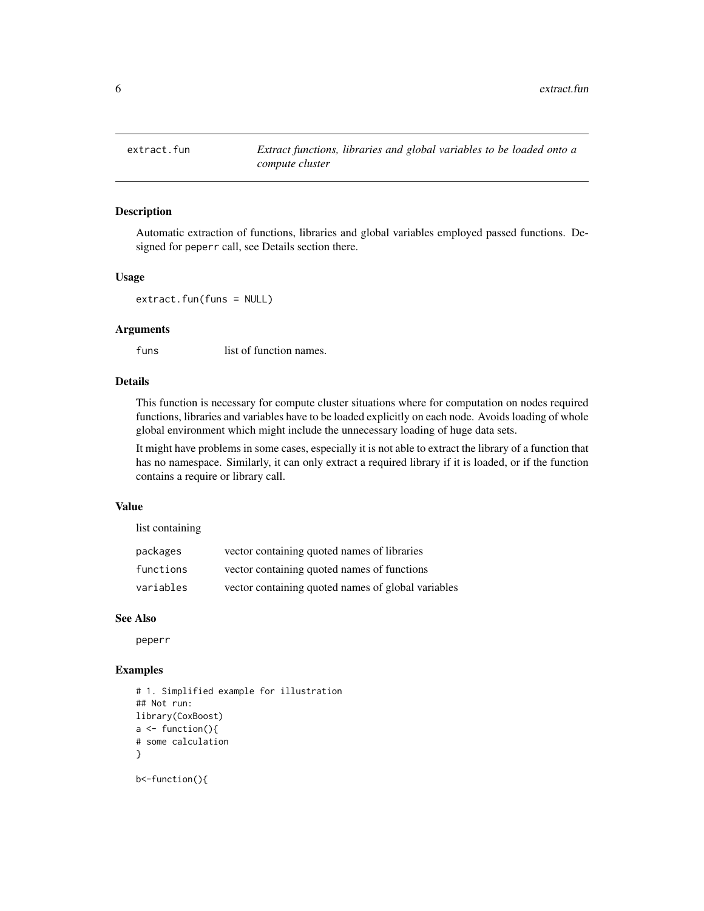`extract.fun` *Extract functions, libraries and global variables to be loaded onto a compute cluster*

### Description

Automatic extraction of functions, libraries and global variables employed passed functions. Designed for `peperr` call, see Details section there.

### Usage

```
extract.fun(funs = NULL)
```

### Arguments

| | |
|---|---|
| `funs` | list of function names. |

### Details

This function is necessary for compute cluster situations where for computation on nodes required functions, libraries and variables have to be loaded explicitly on each node. Avoids loading of whole global environment which might include the unnecessary loading of huge data sets.

It might have problems in some cases, especially it is not able to extract the library of a function that has no namespace. Similarly, it can only extract a required library if it is loaded, or if the function contains a require or library call.

### Value

list containing

| | |
|---|---|
| `packages` | vector containing quoted names of libraries |
| `functions` | vector containing quoted names of functions |
| `variables` | vector containing quoted names of global variables |

### See Also

`peperr`

### Examples

```
# 1. Simplified example for illustration
## Not run:
library(CoxBoost)
a <- function(){
# some calculation
}

b<-function(){
```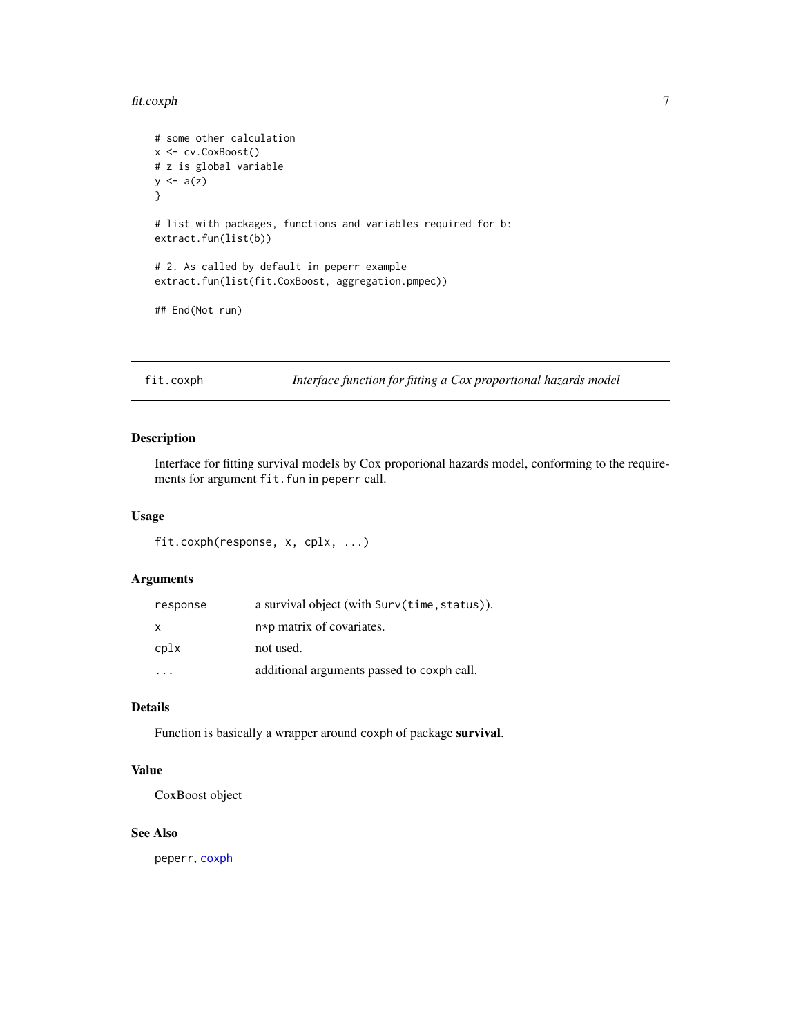```
# some other calculation
x <- cv.CoxBoost()
# z is global variable
y <- a(z)
}

# list with packages, functions and variables required for b:
extract.fun(list(b))

# 2. As called by default in peperr example
extract.fun(list(fit.CoxBoost, aggregation.pmpec))

## End(Not run)
```

---

## fit.coxph — *Interface function for fitting a Cox proportional hazards model*

---

### Description

Interface for fitting survival models by Cox proporional hazards model, conforming to the requirements for argument `fit.fun` in `peperr` call.

### Usage

```
fit.coxph(response, x, cplx, ...)
```

### Arguments

| | |
|---|---|
| `response` | a survival object (with `Surv(time,status)`). |
| `x` | `n*p` matrix of covariates. |
| `cplx` | not used. |
| `...` | additional arguments passed to `coxph` call. |

### Details

Function is basically a wrapper around `coxph` of package **survival**.

### Value

CoxBoost object

### See Also

`peperr`, `coxph`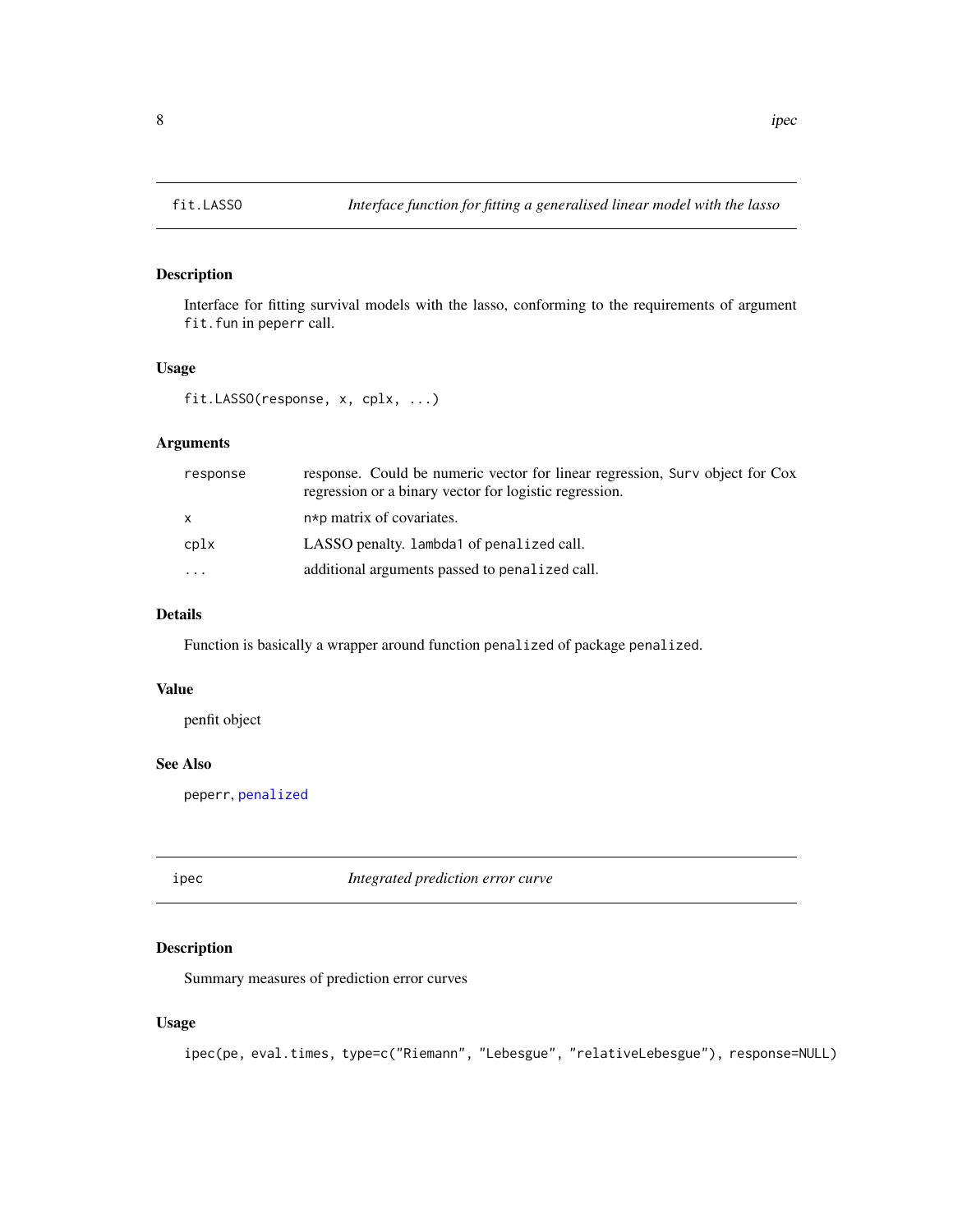## fit.LASSO — *Interface function for fitting a generalised linear model with the lasso*

### Description

Interface for fitting survival models with the lasso, conforming to the requirements of argument `fit.fun` in `peperr` call.

### Usage

```
fit.LASSO(response, x, cplx, ...)
```

### Arguments

| | |
|---|---|
| `response` | response. Could be numeric vector for linear regression, `Surv` object for Cox regression or a binary vector for logistic regression. |
| `x` | `n*p` matrix of covariates. |
| `cplx` | LASSO penalty. `lambda1` of `penalized` call. |
| `...` | additional arguments passed to `penalized` call. |

### Details

Function is basically a wrapper around function `penalized` of package `penalized`.

### Value

penfit object

### See Also

`peperr`, `penalized`

## ipec — *Integrated prediction error curve*

### Description

Summary measures of prediction error curves

### Usage

```
ipec(pe, eval.times, type=c("Riemann", "Lebesgue", "relativeLebesgue"), response=NULL)
```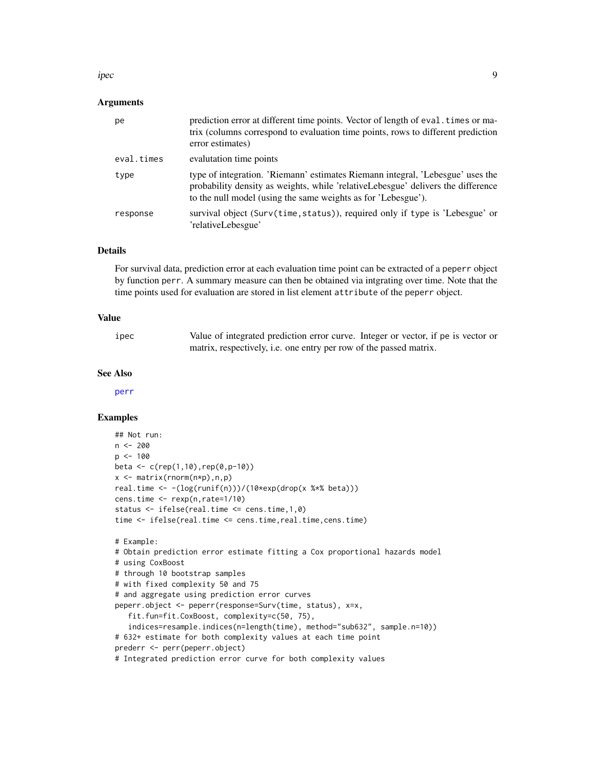### Arguments

| | |
|---|---|
| pe | prediction error at different time points. Vector of length of `eval.times` or matrix (columns correspond to evaluation time points, rows to different prediction error estimates) |
| eval.times | evalutation time points |
| type | type of integration. 'Riemann' estimates Riemann integral, 'Lebesgue' uses the probability density as weights, while 'relativeLebesgue' delivers the difference to the null model (using the same weights as for 'Lebesgue'). |
| response | survival object (`Surv(time,status)`), required only if `type` is 'Lebesgue' or 'relativeLebesgue' |

### Details

For survival data, prediction error at each evaluation time point can be extracted of a `peperr` object by function `perr`. A summary measure can then be obtained via intgrating over time. Note that the time points used for evaluation are stored in list element `attribute` of the `peperr` object.

### Value

| | |
|---|---|
| ipec | Value of integrated prediction error curve. Integer or vector, if `pe` is vector or matrix, respectively, i.e. one entry per row of the passed matrix. |

### See Also

`perr`

### Examples

```
## Not run:
n <- 200
p <- 100
beta <- c(rep(1,10),rep(0,p-10))
x <- matrix(rnorm(n*p),n,p)
real.time <- -(log(runif(n)))/(10*exp(drop(x %*% beta)))
cens.time <- rexp(n,rate=1/10)
status <- ifelse(real.time <= cens.time,1,0)
time <- ifelse(real.time <= cens.time,real.time,cens.time)

# Example:
# Obtain prediction error estimate fitting a Cox proportional hazards model
# using CoxBoost
# through 10 bootstrap samples
# with fixed complexity 50 and 75
# and aggregate using prediction error curves
peperr.object <- peperr(response=Surv(time, status), x=x,
   fit.fun=fit.CoxBoost, complexity=c(50, 75),
   indices=resample.indices(n=length(time), method="sub632", sample.n=10))
# 632+ estimate for both complexity values at each time point
prederr <- perr(peperr.object)
# Integrated prediction error curve for both complexity values
```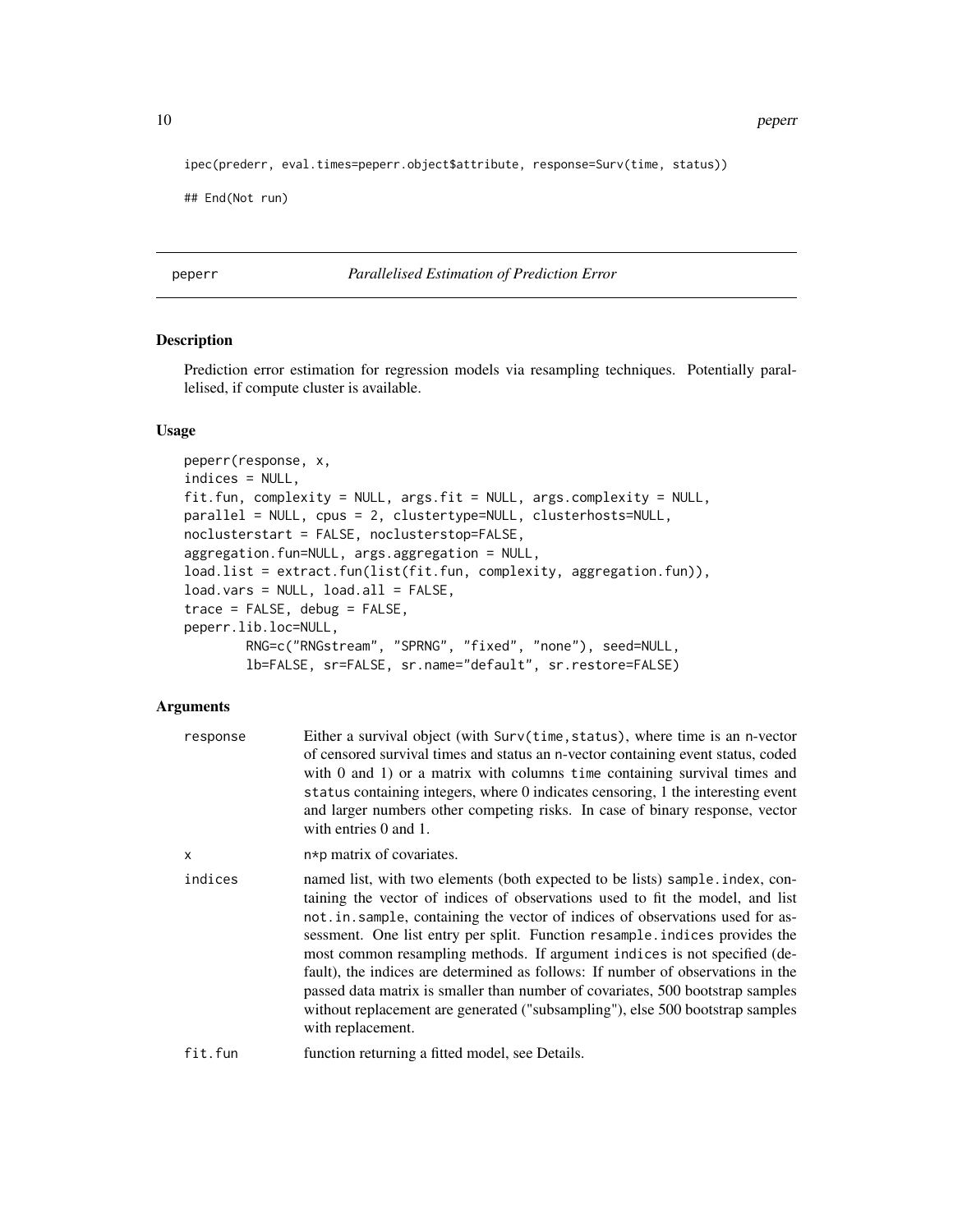```
ipec(prederr, eval.times=peperr.object$attribute, response=Surv(time, status))

## End(Not run)
```

## peperr — *Parallelised Estimation of Prediction Error*

### Description

Prediction error estimation for regression models via resampling techniques. Potentially parallelised, if compute cluster is available.

### Usage

```
peperr(response, x,
indices = NULL,
fit.fun, complexity = NULL, args.fit = NULL, args.complexity = NULL,
parallel = NULL, cpus = 2, clustertype=NULL, clusterhosts=NULL,
noclusterstart = FALSE, noclusterstop=FALSE,
aggregation.fun=NULL, args.aggregation = NULL,
load.list = extract.fun(list(fit.fun, complexity, aggregation.fun)),
load.vars = NULL, load.all = FALSE,
trace = FALSE, debug = FALSE,
peperr.lib.loc=NULL,
        RNG=c("RNGstream", "SPRNG", "fixed", "none"), seed=NULL,
        lb=FALSE, sr=FALSE, sr.name="default", sr.restore=FALSE)
```

### Arguments

| | |
|---|---|
| `response` | Either a survival object (with `Surv(time,status)`, where time is an n-vector of censored survival times and status an n-vector containing event status, coded with 0 and 1) or a matrix with columns `time` containing survival times and `status` containing integers, where 0 indicates censoring, 1 the interesting event and larger numbers other competing risks. In case of binary response, vector with entries 0 and 1. |
| `x` | n*p matrix of covariates. |
| `indices` | named list, with two elements (both expected to be lists) `sample.index`, containing the vector of indices of observations used to fit the model, and list `not.in.sample`, containing the vector of indices of observations used for assessment. One list entry per split. Function `resample.indices` provides the most common resampling methods. If argument `indices` is not specified (default), the indices are determined as follows: If number of observations in the passed data matrix is smaller than number of covariates, 500 bootstrap samples without replacement are generated ("subsampling"), else 500 bootstrap samples with replacement. |
| `fit.fun` | function returning a fitted model, see Details. |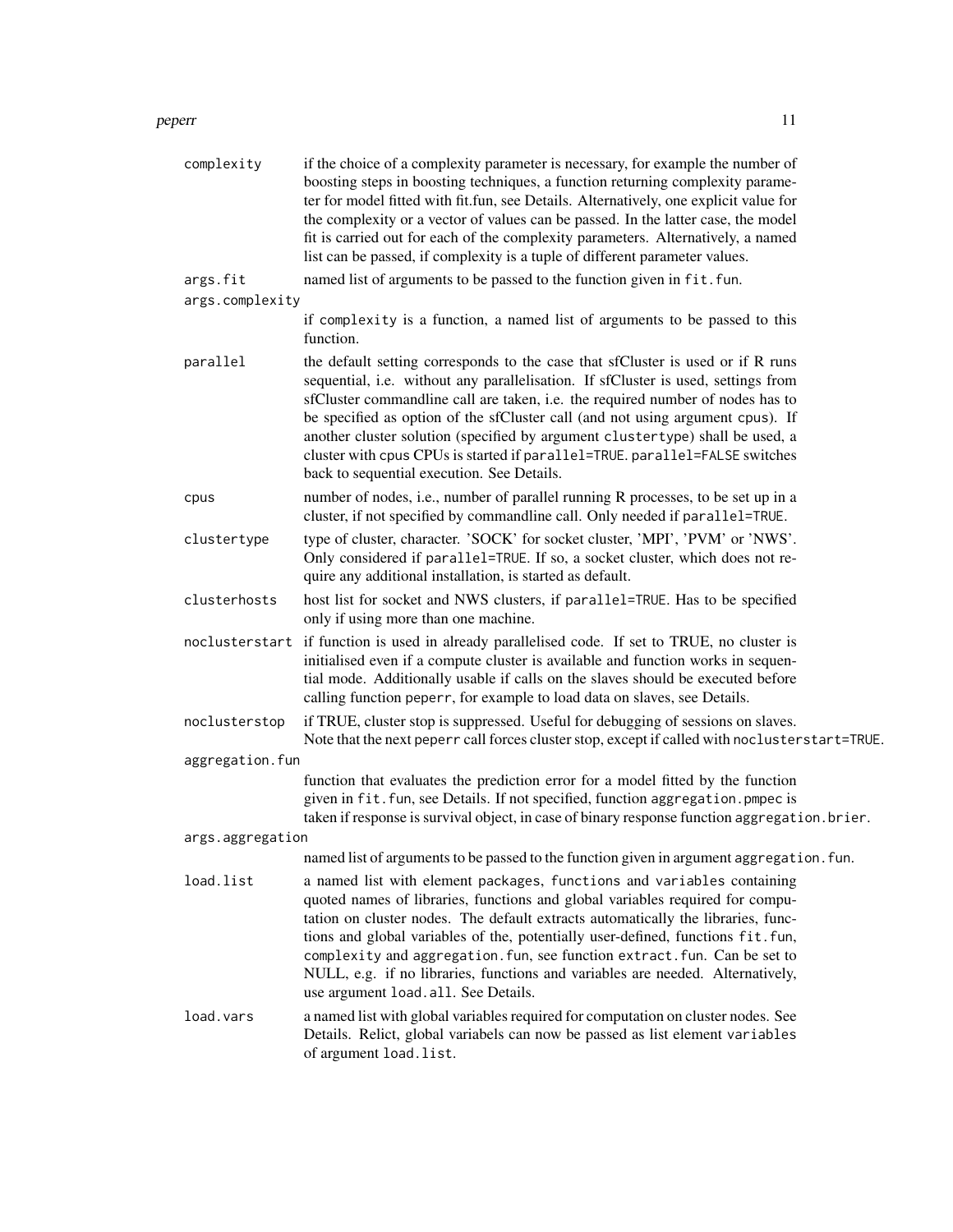`complexity`
: if the choice of a complexity parameter is necessary, for example the number of boosting steps in boosting techniques, a function returning complexity parameter for model fitted with fit.fun, see Details. Alternatively, one explicit value for the complexity or a vector of values can be passed. In the latter case, the model fit is carried out for each of the complexity parameters. Alternatively, a named list can be passed, if complexity is a tuple of different parameter values.

`args.fit`
: named list of arguments to be passed to the function given in `fit.fun`.

`args.complexity`
: if `complexity` is a function, a named list of arguments to be passed to this function.

`parallel`
: the default setting corresponds to the case that sfCluster is used or if R runs sequential, i.e. without any parallelisation. If sfCluster is used, settings from sfCluster commandline call are taken, i.e. the required number of nodes has to be specified as option of the sfCluster call (and not using argument `cpus`). If another cluster solution (specified by argument `clustertype`) shall be used, a cluster with `cpus` CPUs is started if `parallel=TRUE`. `parallel=FALSE` switches back to sequential execution. See Details.

`cpus`
: number of nodes, i.e., number of parallel running R processes, to be set up in a cluster, if not specified by commandline call. Only needed if `parallel=TRUE`.

`clustertype`
: type of cluster, character. 'SOCK' for socket cluster, 'MPI', 'PVM' or 'NWS'. Only considered if `parallel=TRUE`. If so, a socket cluster, which does not require any additional installation, is started as default.

`clusterhosts`
: host list for socket and NWS clusters, if `parallel=TRUE`. Has to be specified only if using more than one machine.

`noclusterstart`
: if function is used in already parallelised code. If set to TRUE, no cluster is initialised even if a compute cluster is available and function works in sequential mode. Additionally usable if calls on the slaves should be executed before calling function `peperr`, for example to load data on slaves, see Details.

`noclusterstop`
: if TRUE, cluster stop is suppressed. Useful for debugging of sessions on slaves. Note that the next `peperr` call forces cluster stop, except if called with `noclusterstart=TRUE`.

`aggregation.fun`
: function that evaluates the prediction error for a model fitted by the function given in `fit.fun`, see Details. If not specified, function `aggregation.pmpec` is taken if response is survival object, in case of binary response function `aggregation.brier`.

`args.aggregation`
: named list of arguments to be passed to the function given in argument `aggregation.fun`.

`load.list`
: a named list with element `packages`, `functions` and `variables` containing quoted names of libraries, functions and global variables required for computation on cluster nodes. The default extracts automatically the libraries, functions and global variables of the, potentially user-defined, functions `fit.fun`, `complexity` and `aggregation.fun`, see function `extract.fun`. Can be set to NULL, e.g. if no libraries, functions and variables are needed. Alternatively, use argument `load.all`. See Details.

`load.vars`
: a named list with global variables required for computation on cluster nodes. See Details. Relict, global variabels can now be passed as list element `variables` of argument `load.list`.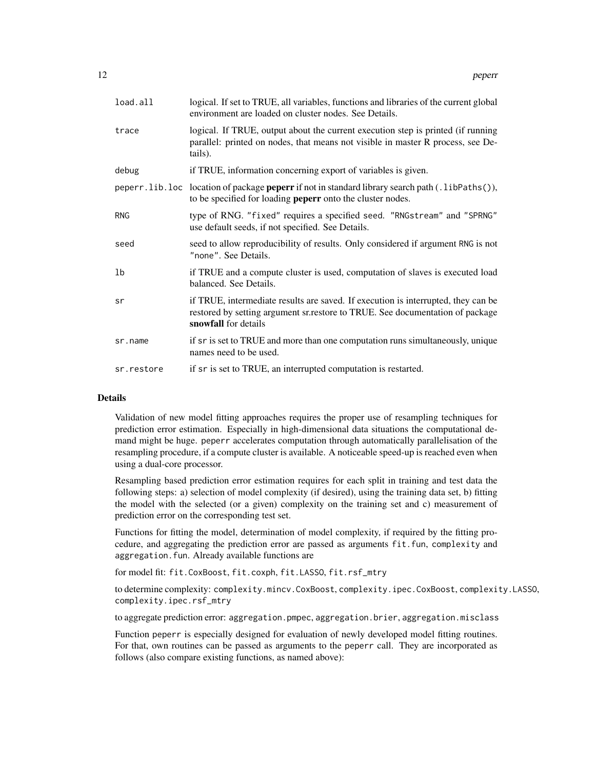| | |
|---|---|
| `load.all` | logical. If set to TRUE, all variables, functions and libraries of the current global environment are loaded on cluster nodes. See Details. |
| `trace` | logical. If TRUE, output about the current execution step is printed (if running parallel: printed on nodes, that means not visible in master R process, see Details). |
| `debug` | if TRUE, information concerning export of variables is given. |
| `peperr.lib.loc` | location of package **peperr** if not in standard library search path (`.libPaths()`), to be specified for loading **peperr** onto the cluster nodes. |
| `RNG` | type of RNG. `"fixed"` requires a specified `seed`. `"RNGstream"` and `"SPRNG"` use default seeds, if not specified. See Details. |
| `seed` | seed to allow reproducibility of results. Only considered if argument RNG is not `"none"`. See Details. |
| `lb` | if TRUE and a compute cluster is used, computation of slaves is executed load balanced. See Details. |
| `sr` | if TRUE, intermediate results are saved. If execution is interrupted, they can be restored by setting argument sr.restore to TRUE. See documentation of package **snowfall** for details |
| `sr.name` | if `sr` is set to TRUE and more than one computation runs simultaneously, unique names need to be used. |
| `sr.restore` | if `sr` is set to TRUE, an interrupted computation is restarted. |

## Details

Validation of new model fitting approaches requires the proper use of resampling techniques for prediction error estimation. Especially in high-dimensional data situations the computational demand might be huge. `peperr` accelerates computation through automatically parallelisation of the resampling procedure, if a compute cluster is available. A noticeable speed-up is reached even when using a dual-core processor.

Resampling based prediction error estimation requires for each split in training and test data the following steps: a) selection of model complexity (if desired), using the training data set, b) fitting the model with the selected (or a given) complexity on the training set and c) measurement of prediction error on the corresponding test set.

Functions for fitting the model, determination of model complexity, if required by the fitting procedure, and aggregating the prediction error are passed as arguments `fit.fun`, `complexity` and `aggregation.fun`. Already available functions are

for model fit: `fit.CoxBoost`, `fit.coxph`, `fit.LASSO`, `fit.rsf_mtry`

to determine complexity: `complexity.mincv.CoxBoost`, `complexity.ipec.CoxBoost`, `complexity.LASSO`, `complexity.ipec.rsf_mtry`

to aggregate prediction error: `aggregation.pmpec`, `aggregation.brier`, `aggregation.misclass`

Function `peperr` is especially designed for evaluation of newly developed model fitting routines. For that, own routines can be passed as arguments to the `peperr` call. They are incorporated as follows (also compare existing functions, as named above):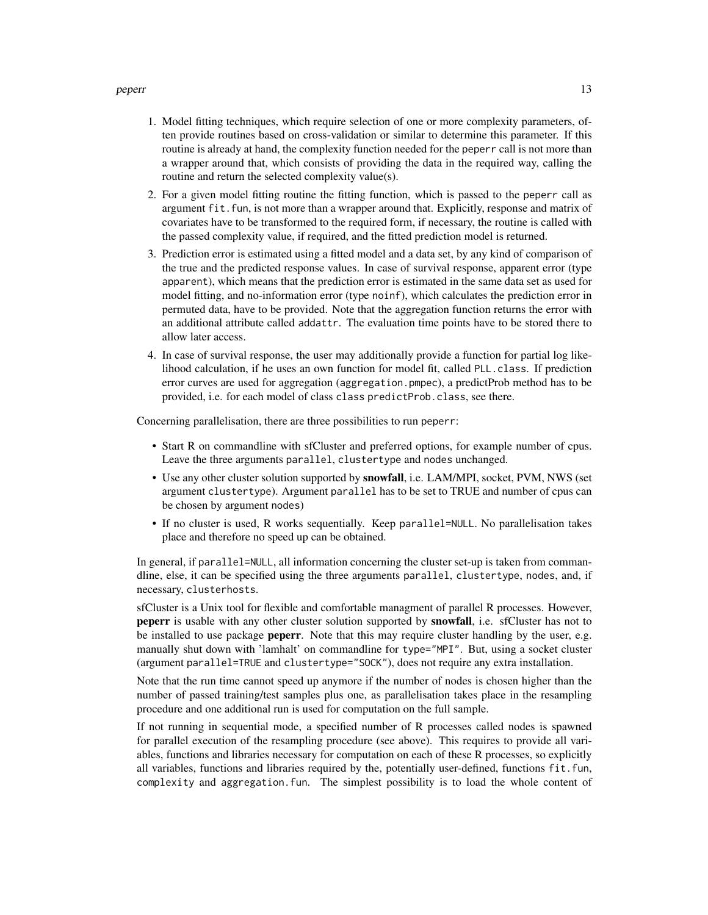1. Model fitting techniques, which require selection of one or more complexity parameters, often provide routines based on cross-validation or similar to determine this parameter. If this routine is already at hand, the complexity function needed for the `peperr` call is not more than a wrapper around that, which consists of providing the data in the required way, calling the routine and return the selected complexity value(s).
2. For a given model fitting routine the fitting function, which is passed to the `peperr` call as argument `fit.fun`, is not more than a wrapper around that. Explicitly, response and matrix of covariates have to be transformed to the required form, if necessary, the routine is called with the passed complexity value, if required, and the fitted prediction model is returned.
3. Prediction error is estimated using a fitted model and a data set, by any kind of comparison of the true and the predicted response values. In case of survival response, apparent error (type `apparent`), which means that the prediction error is estimated in the same data set as used for model fitting, and no-information error (type `noinf`), which calculates the prediction error in permuted data, have to be provided. Note that the aggregation function returns the error with an additional attribute called `addattr`. The evaluation time points have to be stored there to allow later access.
4. In case of survival response, the user may additionally provide a function for partial log likelihood calculation, if he uses an own function for model fit, called `PLL.class`. If prediction error curves are used for aggregation (`aggregation.pmpec`), a predictProb method has to be provided, i.e. for each model of class `class` `predictProb.class`, see there.

Concerning parallelisation, there are three possibilities to run `peperr`:

- Start R on commandline with sfCluster and preferred options, for example number of cpus. Leave the three arguments `parallel`, `clustertype` and `nodes` unchanged.
- Use any other cluster solution supported by **snowfall**, i.e. LAM/MPI, socket, PVM, NWS (set argument `clustertype`). Argument `parallel` has to be set to TRUE and number of cpus can be chosen by argument `nodes`)
- If no cluster is used, R works sequentially. Keep `parallel=NULL`. No parallelisation takes place and therefore no speed up can be obtained.

In general, if `parallel=NULL`, all information concerning the cluster set-up is taken from commandline, else, it can be specified using the three arguments `parallel`, `clustertype`, `nodes`, and, if necessary, `clusterhosts`.

sfCluster is a Unix tool for flexible and comfortable managment of parallel R processes. However, **peperr** is usable with any other cluster solution supported by **snowfall**, i.e. sfCluster has not to be installed to use package **peperr**. Note that this may require cluster handling by the user, e.g. manually shut down with 'lamhalt' on commandline for `type="MPI"`. But, using a socket cluster (argument `parallel=TRUE` and `clustertype="SOCK"`), does not require any extra installation.

Note that the run time cannot speed up anymore if the number of nodes is chosen higher than the number of passed training/test samples plus one, as parallelisation takes place in the resampling procedure and one additional run is used for computation on the full sample.

If not running in sequential mode, a specified number of R processes called nodes is spawned for parallel execution of the resampling procedure (see above). This requires to provide all variables, functions and libraries necessary for computation on each of these R processes, so explicitly all variables, functions and libraries required by the, potentially user-defined, functions `fit.fun`, `complexity` and `aggregation.fun`. The simplest possibility is to load the whole content of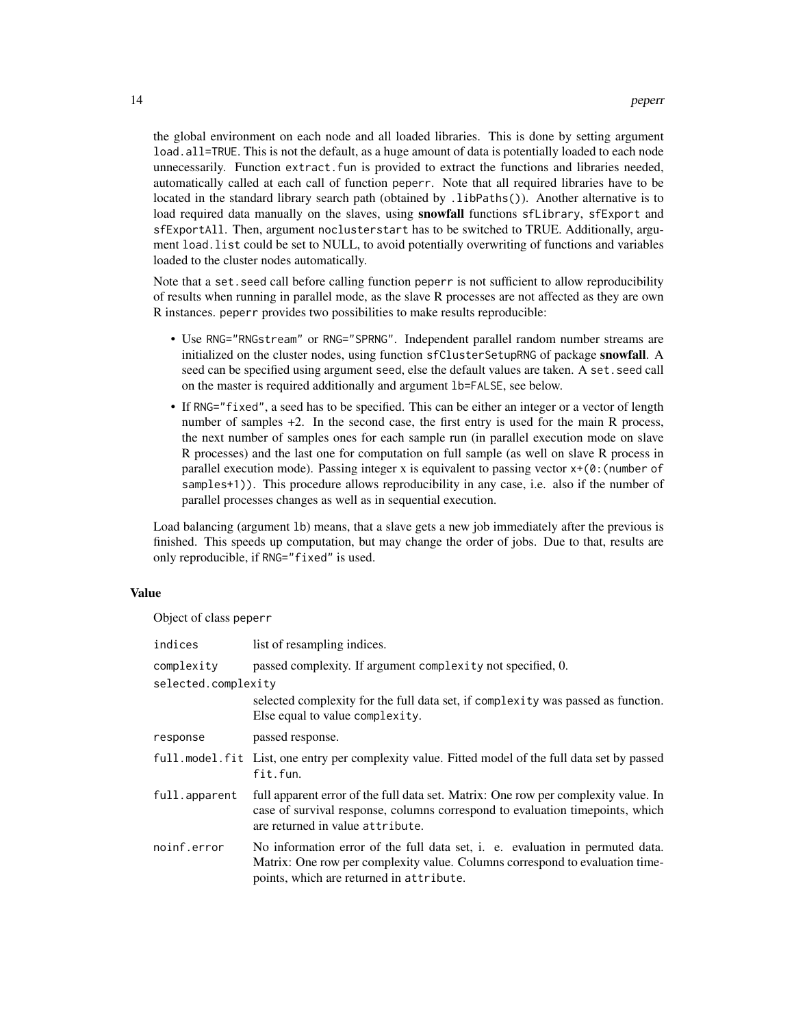the global environment on each node and all loaded libraries. This is done by setting argument `load.all=TRUE`. This is not the default, as a huge amount of data is potentially loaded to each node unnecessarily. Function `extract.fun` is provided to extract the functions and libraries needed, automatically called at each call of function `peperr`. Note that all required libraries have to be located in the standard library search path (obtained by `.libPaths()`). Another alternative is to load required data manually on the slaves, using **snowfall** functions `sfLibrary`, `sfExport` and `sfExportAll`. Then, argument `noclusterstart` has to be switched to TRUE. Additionally, argument `load.list` could be set to NULL, to avoid potentially overwriting of functions and variables loaded to the cluster nodes automatically.

Note that a `set.seed` call before calling function `peperr` is not sufficient to allow reproducibility of results when running in parallel mode, as the slave R processes are not affected as they are own R instances. `peperr` provides two possibilities to make results reproducible:

- Use `RNG="RNGstream"` or `RNG="SPRNG"`. Independent parallel random number streams are initialized on the cluster nodes, using function `sfClusterSetupRNG` of package **snowfall**. A seed can be specified using argument `seed`, else the default values are taken. A `set.seed` call on the master is required additionally and argument `lb=FALSE`, see below.
- If `RNG="fixed"`, a seed has to be specified. This can be either an integer or a vector of length number of samples +2. In the second case, the first entry is used for the main R process, the next number of samples ones for each sample run (in parallel execution mode on slave R processes) and the last one for computation on full sample (as well on slave R process in parallel execution mode). Passing integer x is equivalent to passing vector `x+(0:(number of samples+1))`. This procedure allows reproducibility in any case, i.e. also if the number of parallel processes changes as well as in sequential execution.

Load balancing (argument `lb`) means, that a slave gets a new job immediately after the previous is finished. This speeds up computation, but may change the order of jobs. Due to that, results are only reproducible, if `RNG="fixed"` is used.

### Value

Object of class `peperr`

| | |
|---|---|
| `indices` | list of resampling indices. |
| `complexity` | passed complexity. If argument `complexity` not specified, 0. |
| `selected.complexity` | selected complexity for the full data set, if `complexity` was passed as function. Else equal to value `complexity`. |
| `response` | passed response. |
| `full.model.fit` | List, one entry per complexity value. Fitted model of the full data set by passed `fit.fun`. |
| `full.apparent` | full apparent error of the full data set. Matrix: One row per complexity value. In case of survival response, columns correspond to evaluation timepoints, which are returned in value `attribute`. |
| `noinf.error` | No information error of the full data set, i. e. evaluation in permuted data. Matrix: One row per complexity value. Columns correspond to evaluation timepoints, which are returned in `attribute`. |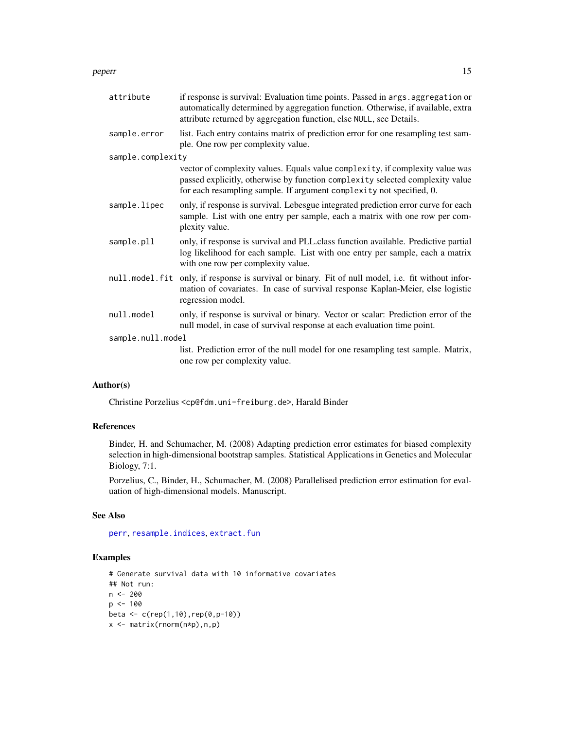| | |
|---|---|
| `attribute` | if response is survival: Evaluation time points. Passed in `args.aggregation` or automatically determined by aggregation function. Otherwise, if available, extra attribute returned by aggregation function, else `NULL`, see Details. |
| `sample.error` | list. Each entry contains matrix of prediction error for one resampling test sample. One row per complexity value. |
| `sample.complexity` | vector of complexity values. Equals value `complexity`, if complexity value was passed explicitly, otherwise by function `complexity` selected complexity value for each resampling sample. If argument `complexity` not specified, 0. |
| `sample.lipec` | only, if response is survival. Lebesgue integrated prediction error curve for each sample. List with one entry per sample, each a matrix with one row per complexity value. |
| `sample.pll` | only, if response is survival and PLL.class function available. Predictive partial log likelihood for each sample. List with one entry per sample, each a matrix with one row per complexity value. |
| `null.model.fit` | only, if response is survival or binary. Fit of null model, i.e. fit without information of covariates. In case of survival response Kaplan-Meier, else logistic regression model. |
| `null.model` | only, if response is survival or binary. Vector or scalar: Prediction error of the null model, in case of survival response at each evaluation time point. |
| `sample.null.model` | list. Prediction error of the null model for one resampling test sample. Matrix, one row per complexity value. |

## Author(s)

Christine Porzelius <cp@fdm.uni-freiburg.de>, Harald Binder

## References

Binder, H. and Schumacher, M. (2008) Adapting prediction error estimates for biased complexity selection in high-dimensional bootstrap samples. Statistical Applications in Genetics and Molecular Biology, 7:1.

Porzelius, C., Binder, H., Schumacher, M. (2008) Parallelised prediction error estimation for evaluation of high-dimensional models. Manuscript.

## See Also

`perr`, `resample.indices`, `extract.fun`

## Examples

```
# Generate survival data with 10 informative covariates
## Not run:
n <- 200
p <- 100
beta <- c(rep(1,10),rep(0,p-10))
x <- matrix(rnorm(n*p),n,p)
```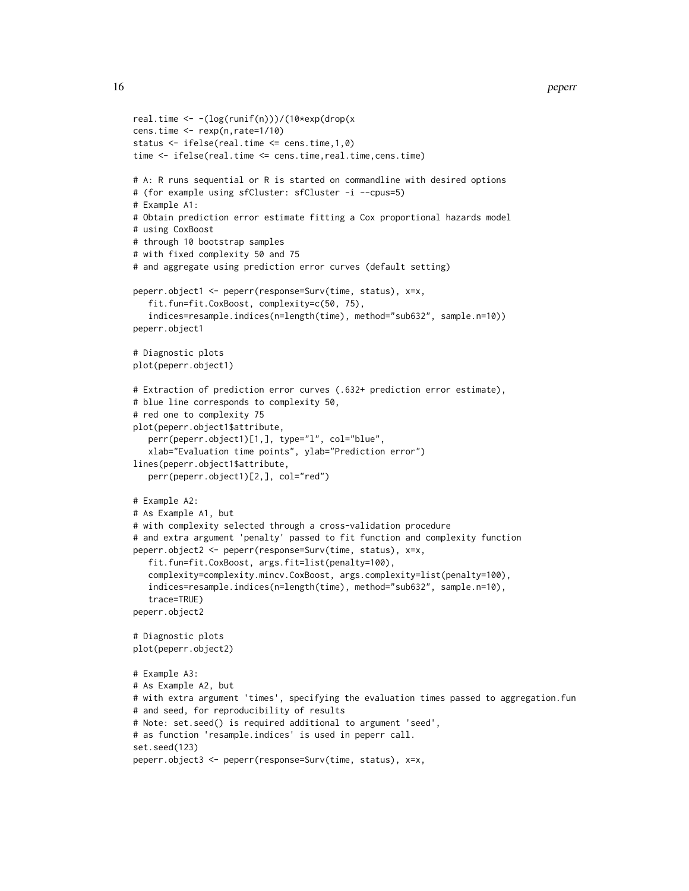```
real.time <- -(log(runif(n)))/(10*exp(drop(x
cens.time <- rexp(n,rate=1/10)
status <- ifelse(real.time <= cens.time,1,0)
time <- ifelse(real.time <= cens.time,real.time,cens.time)

# A: R runs sequential or R is started on commandline with desired options
# (for example using sfCluster: sfCluster -i --cpus=5)
# Example A1:
# Obtain prediction error estimate fitting a Cox proportional hazards model
# using CoxBoost
# through 10 bootstrap samples
# with fixed complexity 50 and 75
# and aggregate using prediction error curves (default setting)

peperr.object1 <- peperr(response=Surv(time, status), x=x,
   fit.fun=fit.CoxBoost, complexity=c(50, 75),
   indices=resample.indices(n=length(time), method="sub632", sample.n=10))
peperr.object1

# Diagnostic plots
plot(peperr.object1)

# Extraction of prediction error curves (.632+ prediction error estimate),
# blue line corresponds to complexity 50,
# red one to complexity 75
plot(peperr.object1$attribute,
   perr(peperr.object1)[1,], type="l", col="blue",
   xlab="Evaluation time points", ylab="Prediction error")
lines(peperr.object1$attribute,
   perr(peperr.object1)[2,], col="red")

# Example A2:
# As Example A1, but
# with complexity selected through a cross-validation procedure
# and extra argument 'penalty' passed to fit function and complexity function
peperr.object2 <- peperr(response=Surv(time, status), x=x,
   fit.fun=fit.CoxBoost, args.fit=list(penalty=100),
   complexity=complexity.mincv.CoxBoost, args.complexity=list(penalty=100),
   indices=resample.indices(n=length(time), method="sub632", sample.n=10),
   trace=TRUE)
peperr.object2

# Diagnostic plots
plot(peperr.object2)

# Example A3:
# As Example A2, but
# with extra argument 'times', specifying the evaluation times passed to aggregation.fun
# and seed, for reproducibility of results
# Note: set.seed() is required additional to argument 'seed',
# as function 'resample.indices' is used in peperr call.
set.seed(123)
peperr.object3 <- peperr(response=Surv(time, status), x=x,
```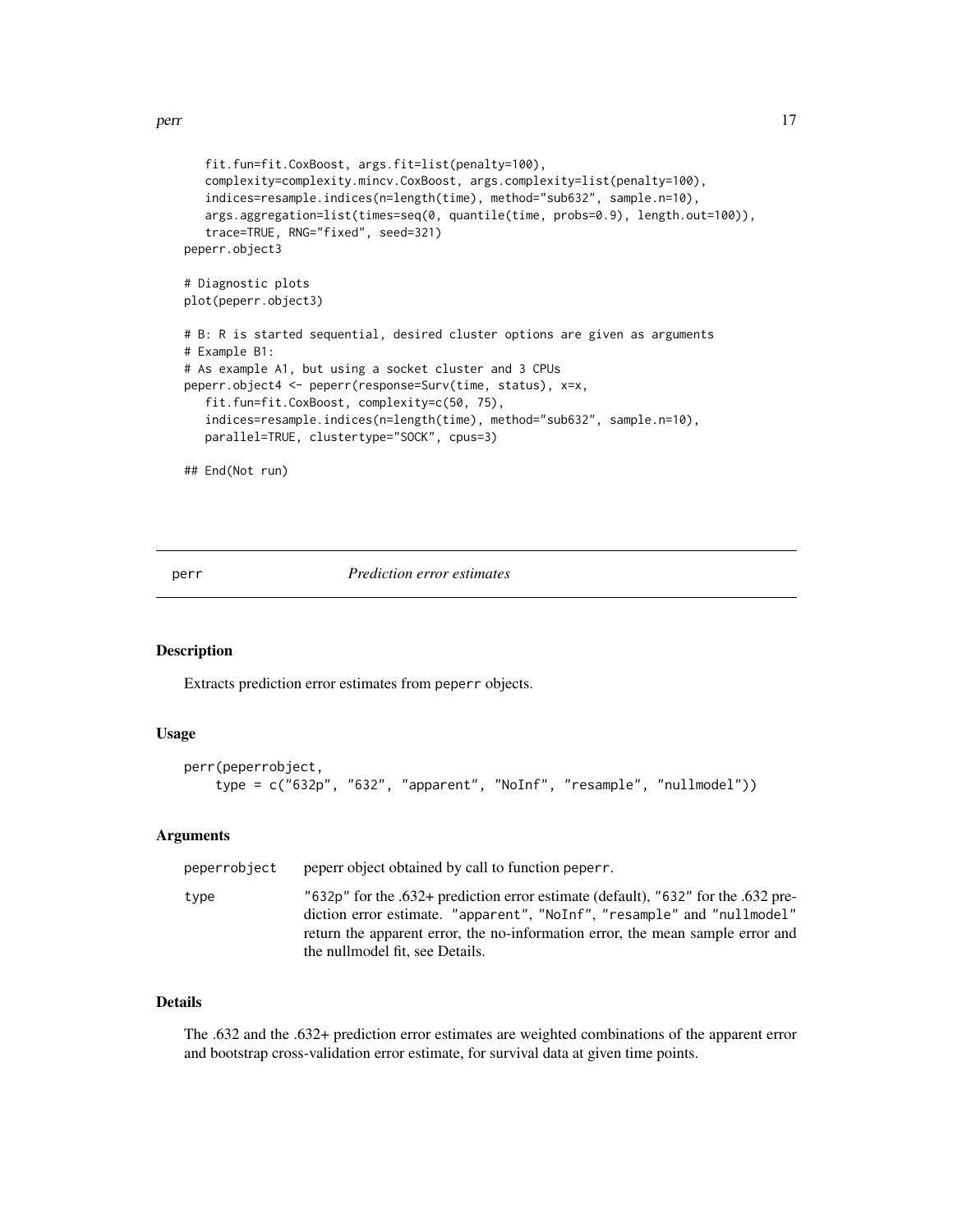```
   fit.fun=fit.CoxBoost, args.fit=list(penalty=100),
   complexity=complexity.mincv.CoxBoost, args.complexity=list(penalty=100),
   indices=resample.indices(n=length(time), method="sub632", sample.n=10),
   args.aggregation=list(times=seq(0, quantile(time, probs=0.9), length.out=100)),
   trace=TRUE, RNG="fixed", seed=321)
peperr.object3

# Diagnostic plots
plot(peperr.object3)

# B: R is started sequential, desired cluster options are given as arguments
# Example B1:
# As example A1, but using a socket cluster and 3 CPUs
peperr.object4 <- peperr(response=Surv(time, status), x=x,
   fit.fun=fit.CoxBoost, complexity=c(50, 75),
   indices=resample.indices(n=length(time), method="sub632", sample.n=10),
   parallel=TRUE, clustertype="SOCK", cpus=3)

## End(Not run)
```

---

## perr — *Prediction error estimates*

### Description

Extracts prediction error estimates from `peperr` objects.

### Usage

```
perr(peperrobject,
    type = c("632p", "632", "apparent", "NoInf", "resample", "nullmodel"))
```

### Arguments

| | |
|---|---|
| `peperrobject` | peperr object obtained by call to function `peperr`. |
| `type` | `"632p"` for the .632+ prediction error estimate (default), `"632"` for the .632 prediction error estimate. `"apparent"`, `"NoInf"`, `"resample"` and `"nullmodel"` return the apparent error, the no-information error, the mean sample error and the nullmodel fit, see Details. |

### Details

The .632 and the .632+ prediction error estimates are weighted combinations of the apparent error and bootstrap cross-validation error estimate, for survival data at given time points.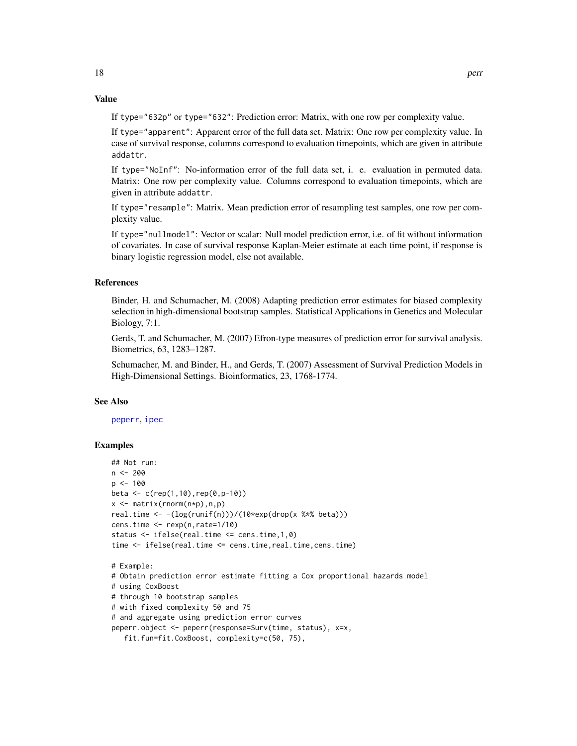### Value

If `type="632p"` or `type="632"`: Prediction error: Matrix, with one row per complexity value.

If `type="apparent"`: Apparent error of the full data set. Matrix: One row per complexity value. In case of survival response, columns correspond to evaluation timepoints, which are given in attribute `addattr`.

If `type="NoInf"`: No-information error of the full data set, i. e. evaluation in permuted data. Matrix: One row per complexity value. Columns correspond to evaluation timepoints, which are given in attribute `addattr`.

If `type="resample"`: Matrix. Mean prediction error of resampling test samples, one row per complexity value.

If `type="nullmodel"`: Vector or scalar: Null model prediction error, i.e. of fit without information of covariates. In case of survival response Kaplan-Meier estimate at each time point, if response is binary logistic regression model, else not available.

### References

Binder, H. and Schumacher, M. (2008) Adapting prediction error estimates for biased complexity selection in high-dimensional bootstrap samples. Statistical Applications in Genetics and Molecular Biology, 7:1.

Gerds, T. and Schumacher, M. (2007) Efron-type measures of prediction error for survival analysis. Biometrics, 63, 1283–1287.

Schumacher, M. and Binder, H., and Gerds, T. (2007) Assessment of Survival Prediction Models in High-Dimensional Settings. Bioinformatics, 23, 1768-1774.

### See Also

peperr, ipec

### Examples

```
## Not run:
n <- 200
p <- 100
beta <- c(rep(1,10),rep(0,p-10))
x <- matrix(rnorm(n*p),n,p)
real.time <- -(log(runif(n)))/(10*exp(drop(x %*% beta)))
cens.time <- rexp(n,rate=1/10)
status <- ifelse(real.time <= cens.time,1,0)
time <- ifelse(real.time <= cens.time,real.time,cens.time)

# Example:
# Obtain prediction error estimate fitting a Cox proportional hazards model
# using CoxBoost
# through 10 bootstrap samples
# with fixed complexity 50 and 75
# and aggregate using prediction error curves
peperr.object <- peperr(response=Surv(time, status), x=x,
   fit.fun=fit.CoxBoost, complexity=c(50, 75),
```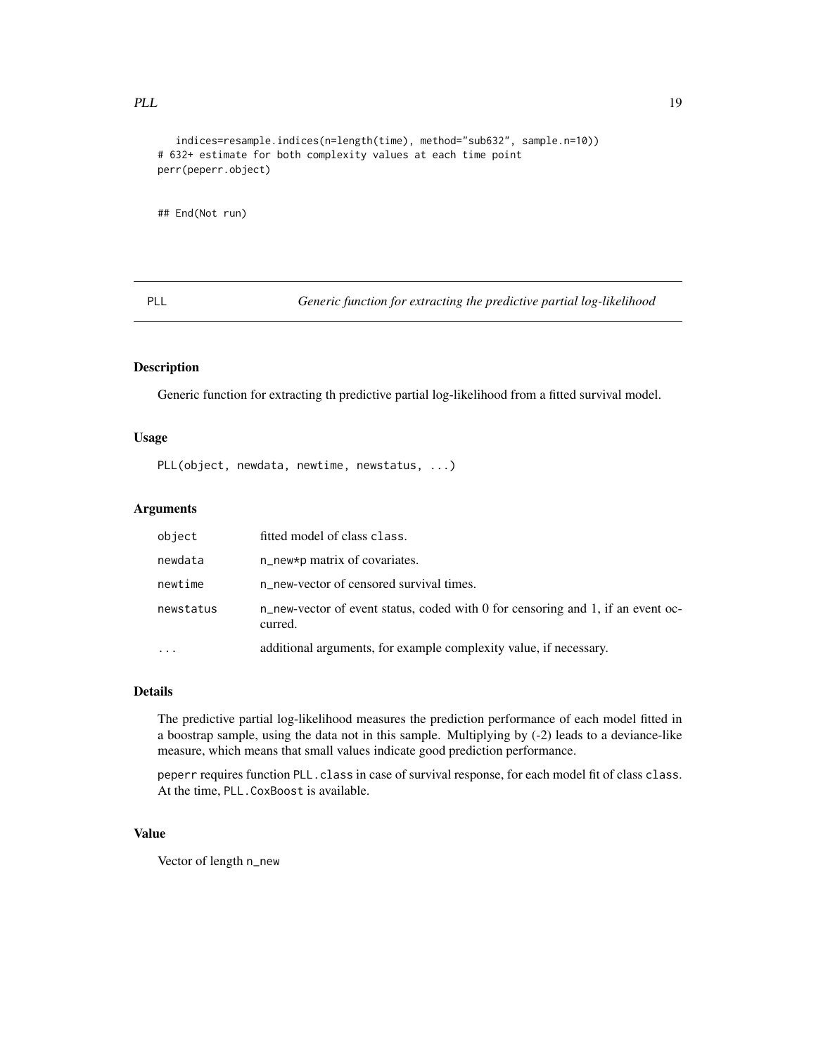```
    indices=resample.indices(n=length(time), method="sub632", sample.n=10))
# 632+ estimate for both complexity values at each time point
perr(peperr.object)


## End(Not run)
```

---

## PLL — *Generic function for extracting the predictive partial log-likelihood*

### Description

Generic function for extracting th predictive partial log-likelihood from a fitted survival model.

### Usage

```
PLL(object, newdata, newtime, newstatus, ...)
```

### Arguments

| | |
|---|---|
| `object` | fitted model of class `class`. |
| `newdata` | `n_new*p` matrix of covariates. |
| `newtime` | `n_new`-vector of censored survival times. |
| `newstatus` | `n_new`-vector of event status, coded with 0 for censoring and 1, if an event occurred. |
| `...` | additional arguments, for example complexity value, if necessary. |

### Details

The predictive partial log-likelihood measures the prediction performance of each model fitted in a boostrap sample, using the data not in this sample. Multiplying by (-2) leads to a deviance-like measure, which means that small values indicate good prediction performance.

`peperr` requires function `PLL.class` in case of survival response, for each model fit of class `class`. At the time, `PLL.CoxBoost` is available.

### Value

Vector of length `n_new`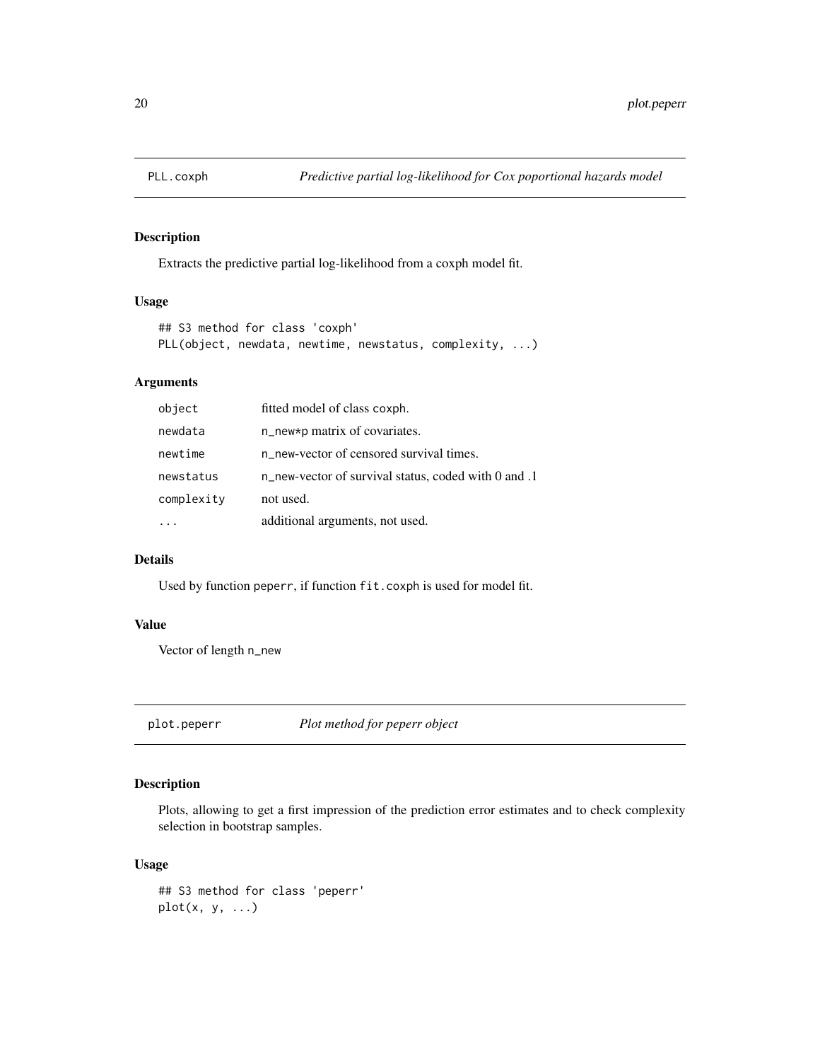## PLL.coxph — *Predictive partial log-likelihood for Cox poportional hazards model*

### Description

Extracts the predictive partial log-likelihood from a coxph model fit.

### Usage

```
## S3 method for class 'coxph'
PLL(object, newdata, newtime, newstatus, complexity, ...)
```

### Arguments

| | |
|---|---|
| `object` | fitted model of class `coxph`. |
| `newdata` | `n_new*p` matrix of covariates. |
| `newtime` | `n_new`-vector of censored survival times. |
| `newstatus` | `n_new`-vector of survival status, coded with 0 and .1 |
| `complexity` | not used. |
| `...` | additional arguments, not used. |

### Details

Used by function `peperr`, if function `fit.coxph` is used for model fit.

### Value

Vector of length `n_new`

## plot.peperr — *Plot method for peperr object*

### Description

Plots, allowing to get a first impression of the prediction error estimates and to check complexity selection in bootstrap samples.

### Usage

```
## S3 method for class 'peperr'
plot(x, y, ...)
```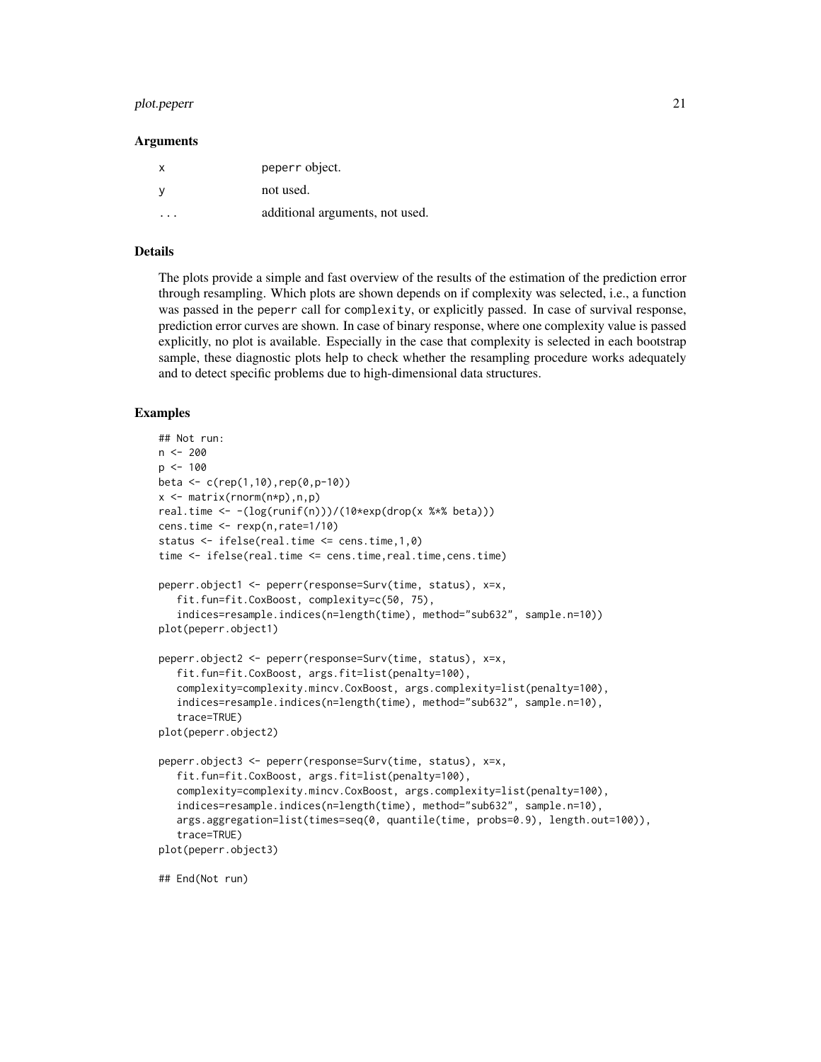### Arguments

| | |
|---|---|
| x | peperr object. |
| y | not used. |
| ... | additional arguments, not used. |

### Details

The plots provide a simple and fast overview of the results of the estimation of the prediction error through resampling. Which plots are shown depends on if complexity was selected, i.e., a function was passed in the peperr call for complexity, or explicitly passed. In case of survival response, prediction error curves are shown. In case of binary response, where one complexity value is passed explicitly, no plot is available. Especially in the case that complexity is selected in each bootstrap sample, these diagnostic plots help to check whether the resampling procedure works adequately and to detect specific problems due to high-dimensional data structures.

### Examples

```
## Not run:
n <- 200
p <- 100
beta <- c(rep(1,10),rep(0,p-10))
x <- matrix(rnorm(n*p),n,p)
real.time <- -(log(runif(n)))/(10*exp(drop(x %*% beta)))
cens.time <- rexp(n,rate=1/10)
status <- ifelse(real.time <= cens.time,1,0)
time <- ifelse(real.time <= cens.time,real.time,cens.time)

peperr.object1 <- peperr(response=Surv(time, status), x=x,
   fit.fun=fit.CoxBoost, complexity=c(50, 75),
   indices=resample.indices(n=length(time), method="sub632", sample.n=10))
plot(peperr.object1)

peperr.object2 <- peperr(response=Surv(time, status), x=x,
   fit.fun=fit.CoxBoost, args.fit=list(penalty=100),
   complexity=complexity.mincv.CoxBoost, args.complexity=list(penalty=100),
   indices=resample.indices(n=length(time), method="sub632", sample.n=10),
   trace=TRUE)
plot(peperr.object2)

peperr.object3 <- peperr(response=Surv(time, status), x=x,
   fit.fun=fit.CoxBoost, args.fit=list(penalty=100),
   complexity=complexity.mincv.CoxBoost, args.complexity=list(penalty=100),
   indices=resample.indices(n=length(time), method="sub632", sample.n=10),
   args.aggregation=list(times=seq(0, quantile(time, probs=0.9), length.out=100)),
   trace=TRUE)
plot(peperr.object3)

## End(Not run)
```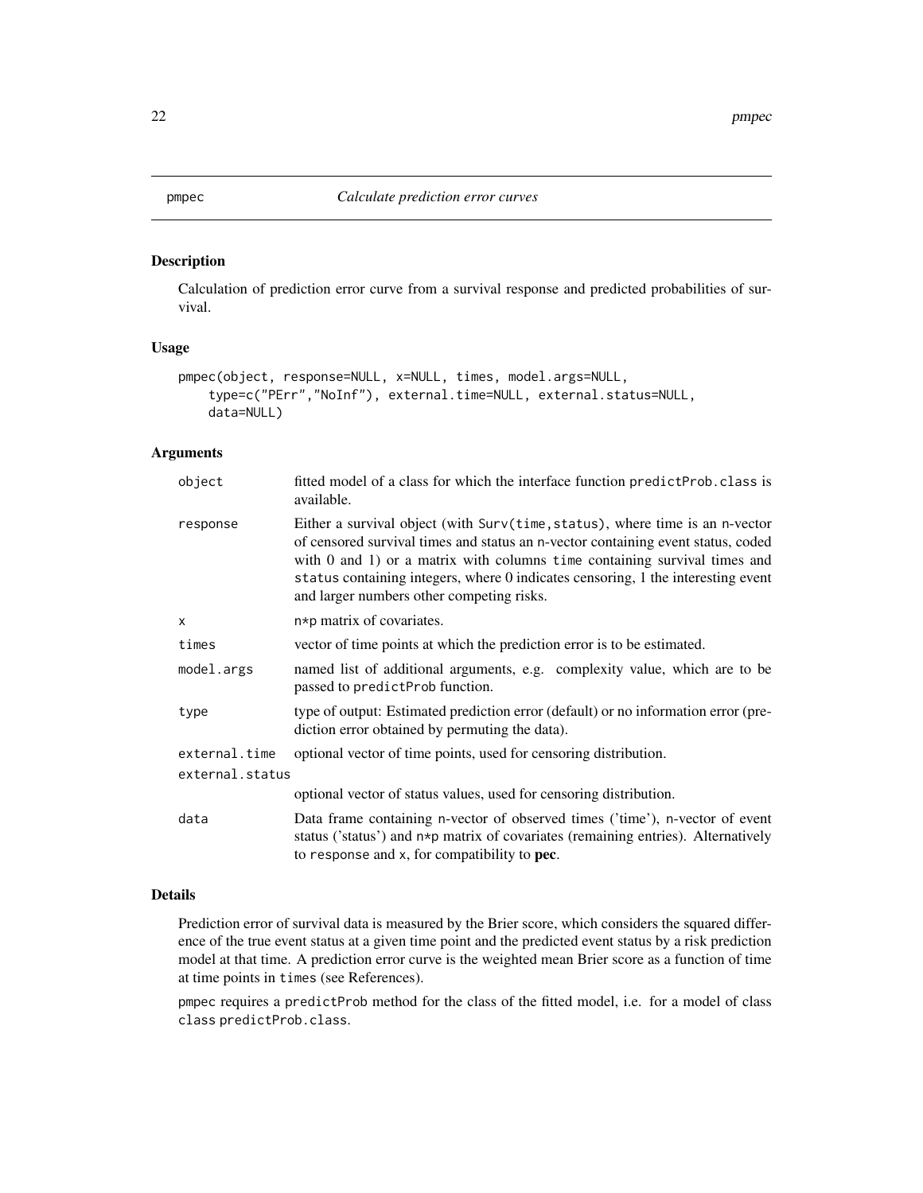# pmpec — *Calculate prediction error curves*

## Description

Calculation of prediction error curve from a survival response and predicted probabilities of survival.

## Usage

```
pmpec(object, response=NULL, x=NULL, times, model.args=NULL,
    type=c("PErr","NoInf"), external.time=NULL, external.status=NULL,
    data=NULL)
```

## Arguments

| Argument | Description |
|---|---|
| `object` | fitted model of a class for which the interface function `predictProb.class` is available. |
| `response` | Either a survival object (with `Surv(time,status)`, where time is an n-vector of censored survival times and status an n-vector containing event status, coded with 0 and 1) or a matrix with columns `time` containing survival times and `status` containing integers, where 0 indicates censoring, 1 the interesting event and larger numbers other competing risks. |
| `x` | n*p matrix of covariates. |
| `times` | vector of time points at which the prediction error is to be estimated. |
| `model.args` | named list of additional arguments, e.g. complexity value, which are to be passed to `predictProb` function. |
| `type` | type of output: Estimated prediction error (default) or no information error (prediction error obtained by permuting the data). |
| `external.time` | optional vector of time points, used for censoring distribution. |
| `external.status` | optional vector of status values, used for censoring distribution. |
| `data` | Data frame containing n-vector of observed times ('time'), n-vector of event status ('status') and n*p matrix of covariates (remaining entries). Alternatively to `response` and `x`, for compatibility to **pec**. |

## Details

Prediction error of survival data is measured by the Brier score, which considers the squared difference of the true event status at a given time point and the predicted event status by a risk prediction model at that time. A prediction error curve is the weighted mean Brier score as a function of time at time points in `times` (see References).

`pmpec` requires a `predictProb` method for the class of the fitted model, i.e. for a model of class `class` `predictProb.class`.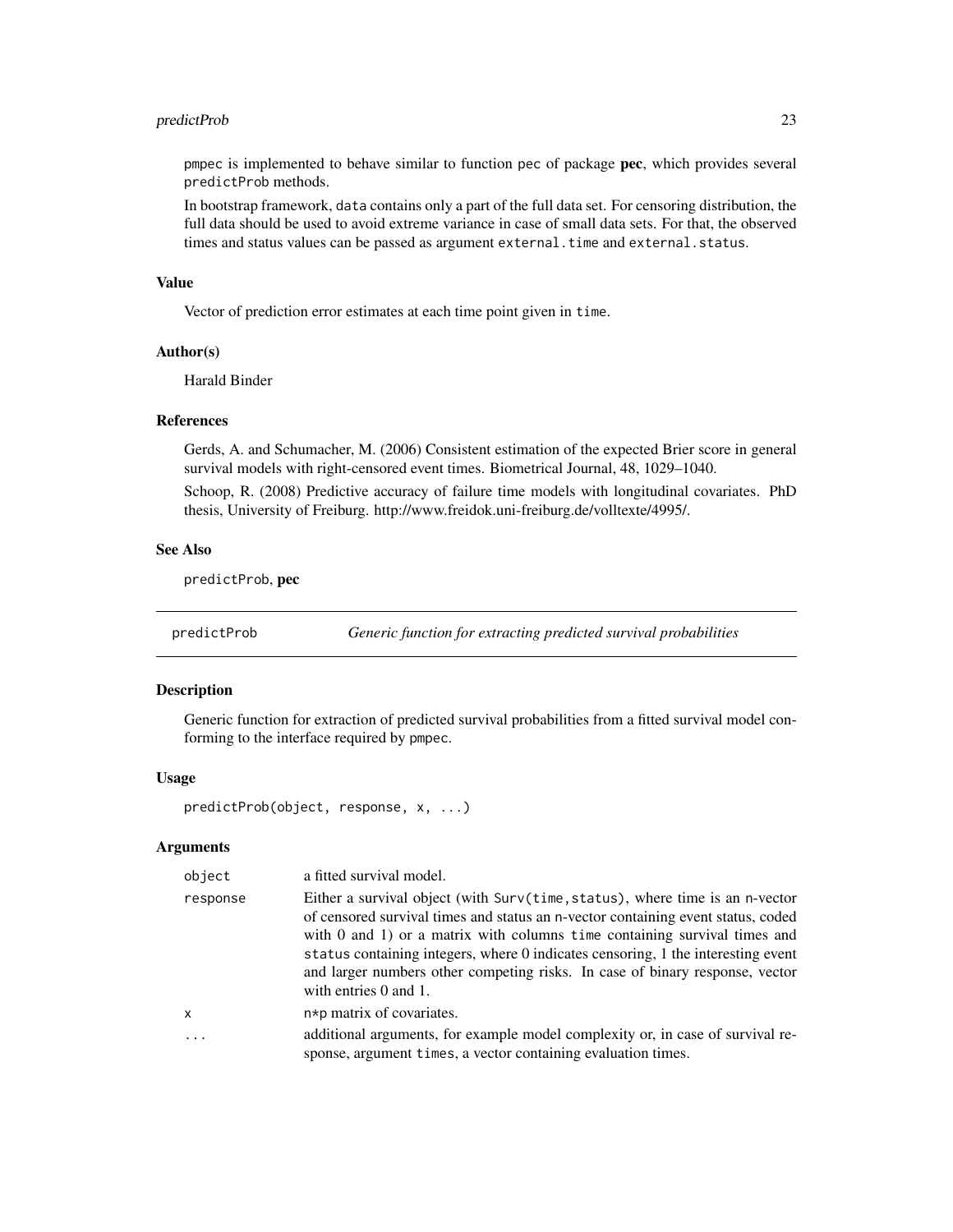pmpec is implemented to behave similar to function pec of package **pec**, which provides several predictProb methods.

In bootstrap framework, data contains only a part of the full data set. For censoring distribution, the full data should be used to avoid extreme variance in case of small data sets. For that, the observed times and status values can be passed as argument external.time and external.status.

### Value

Vector of prediction error estimates at each time point given in time.

### Author(s)

Harald Binder

### References

Gerds, A. and Schumacher, M. (2006) Consistent estimation of the expected Brier score in general survival models with right-censored event times. Biometrical Journal, 48, 1029–1040.

Schoop, R. (2008) Predictive accuracy of failure time models with longitudinal covariates. PhD thesis, University of Freiburg. http://www.freidok.uni-freiburg.de/volltexte/4995/.

### See Also

predictProb, **pec**

---

## predictProb    *Generic function for extracting predicted survival probabilities*

### Description

Generic function for extraction of predicted survival probabilities from a fitted survival model conforming to the interface required by pmpec.

### Usage

```
predictProb(object, response, x, ...)
```

### Arguments

| | |
|---|---|
| object | a fitted survival model. |
| response | Either a survival object (with Surv(time,status), where time is an n-vector of censored survival times and status an n-vector containing event status, coded with 0 and 1) or a matrix with columns time containing survival times and status containing integers, where 0 indicates censoring, 1 the interesting event and larger numbers other competing risks. In case of binary response, vector with entries 0 and 1. |
| x | n*p matrix of covariates. |
| ... | additional arguments, for example model complexity or, in case of survival response, argument times, a vector containing evaluation times. |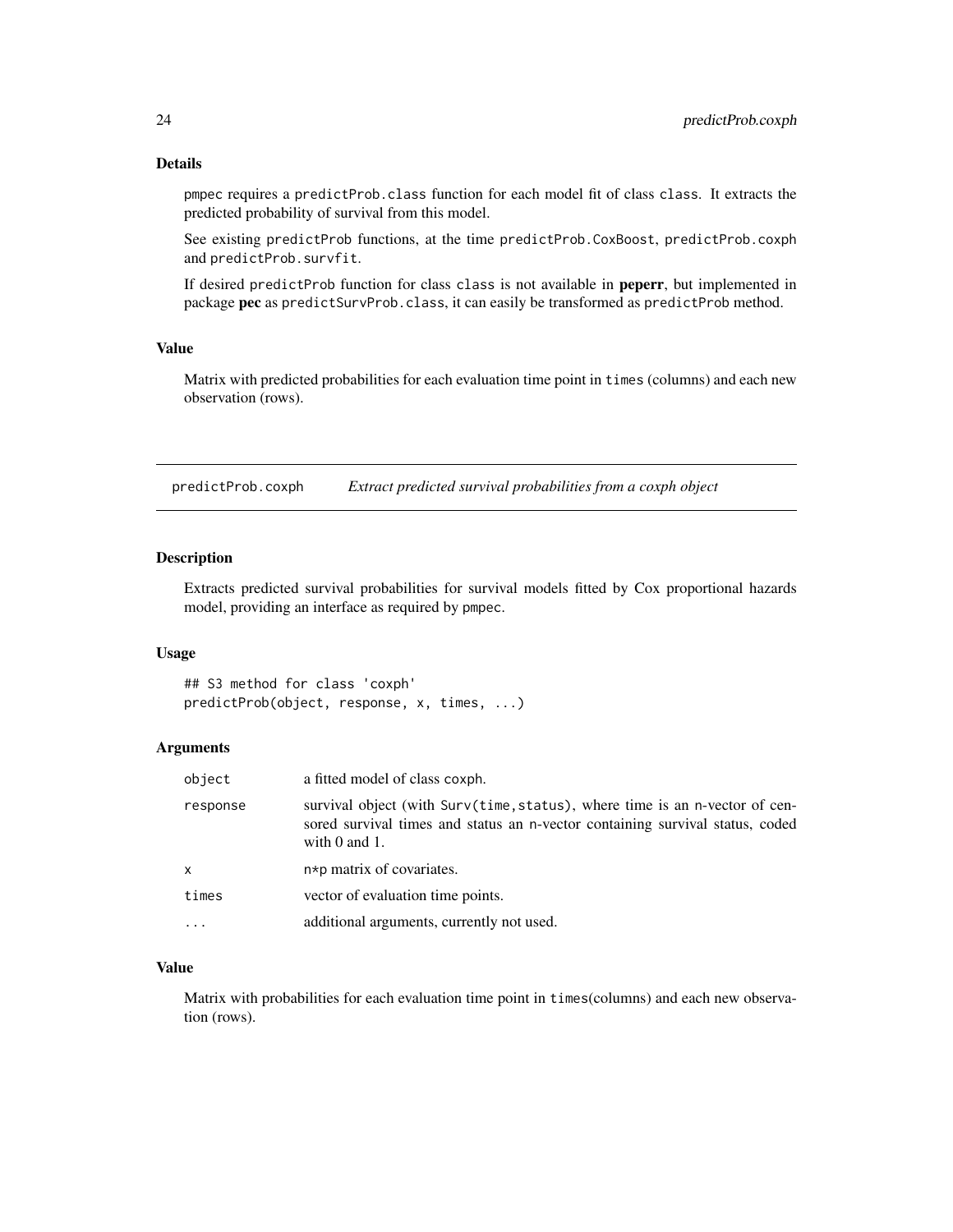## Details

pmpec requires a predictProb.class function for each model fit of class class. It extracts the predicted probability of survival from this model.

See existing predictProb functions, at the time predictProb.CoxBoost, predictProb.coxph and predictProb.survfit.

If desired predictProb function for class class is not available in **peperr**, but implemented in package **pec** as predictSurvProb.class, it can easily be transformed as predictProb method.

## Value

Matrix with predicted probabilities for each evaluation time point in times (columns) and each new observation (rows).

---

# predictProb.coxph *Extract predicted survival probabilities from a coxph object*

---

## Description

Extracts predicted survival probabilities for survival models fitted by Cox proportional hazards model, providing an interface as required by pmpec.

## Usage

```
## S3 method for class 'coxph'
predictProb(object, response, x, times, ...)
```

## Arguments

| | |
|---|---|
| object | a fitted model of class coxph. |
| response | survival object (with Surv(time,status), where time is an n-vector of censored survival times and status an n-vector containing survival status, coded with 0 and 1. |
| x | n*p matrix of covariates. |
| times | vector of evaluation time points. |
| ... | additional arguments, currently not used. |

## Value

Matrix with probabilities for each evaluation time point in times(columns) and each new observation (rows).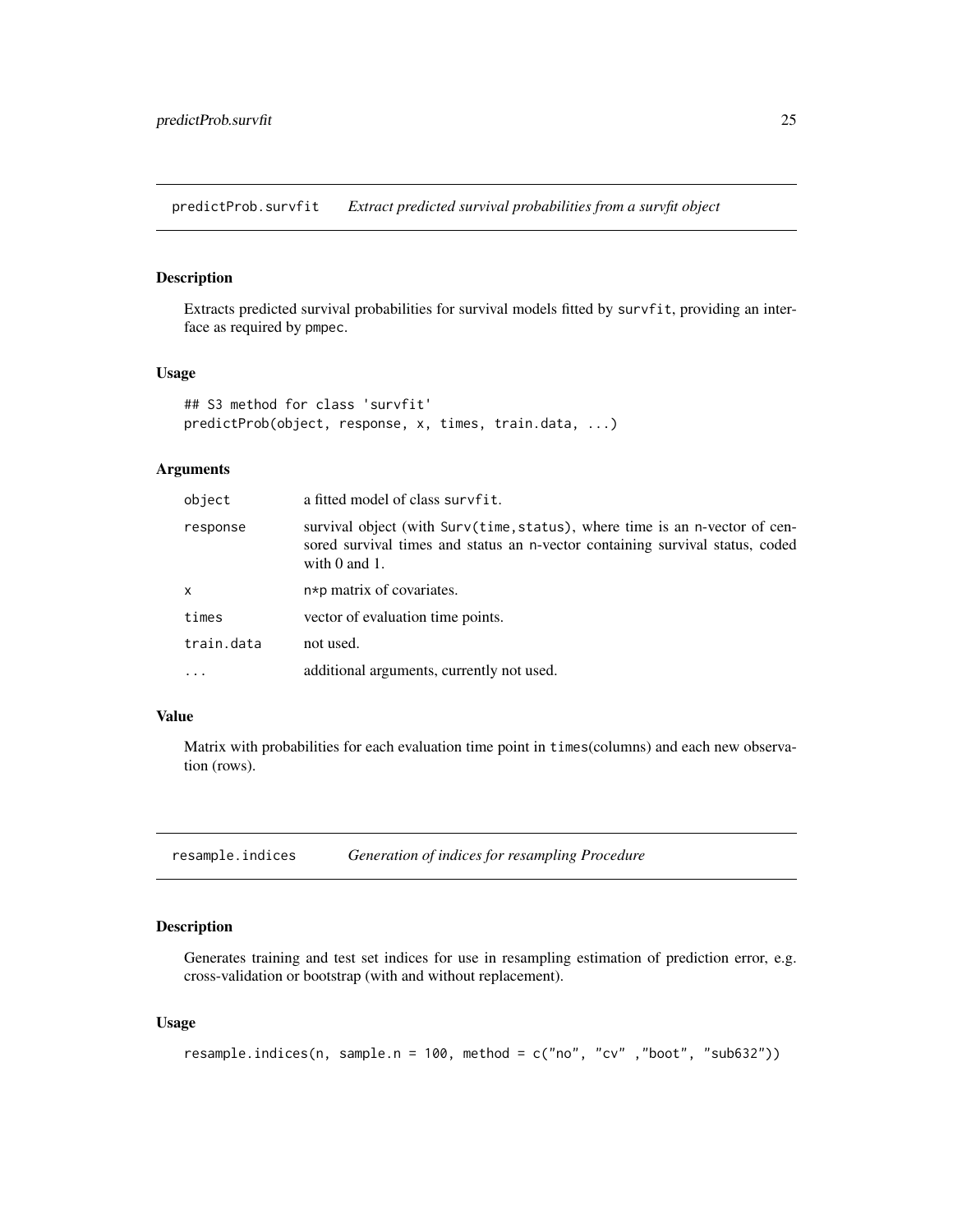## predictProb.survfit *Extract predicted survival probabilities from a survfit object*

### Description

Extracts predicted survival probabilities for survival models fitted by survfit, providing an interface as required by pmpec.

### Usage

```
## S3 method for class 'survfit'
predictProb(object, response, x, times, train.data, ...)
```

### Arguments

| | |
|---|---|
| object | a fitted model of class survfit. |
| response | survival object (with Surv(time,status), where time is an n-vector of censored survival times and status an n-vector containing survival status, coded with 0 and 1. |
| x | n*p matrix of covariates. |
| times | vector of evaluation time points. |
| train.data | not used. |
| ... | additional arguments, currently not used. |

### Value

Matrix with probabilities for each evaluation time point in times(columns) and each new observation (rows).

## resample.indices *Generation of indices for resampling Procedure*

### Description

Generates training and test set indices for use in resampling estimation of prediction error, e.g. cross-validation or bootstrap (with and without replacement).

### Usage

```
resample.indices(n, sample.n = 100, method = c("no", "cv" ,"boot", "sub632"))
```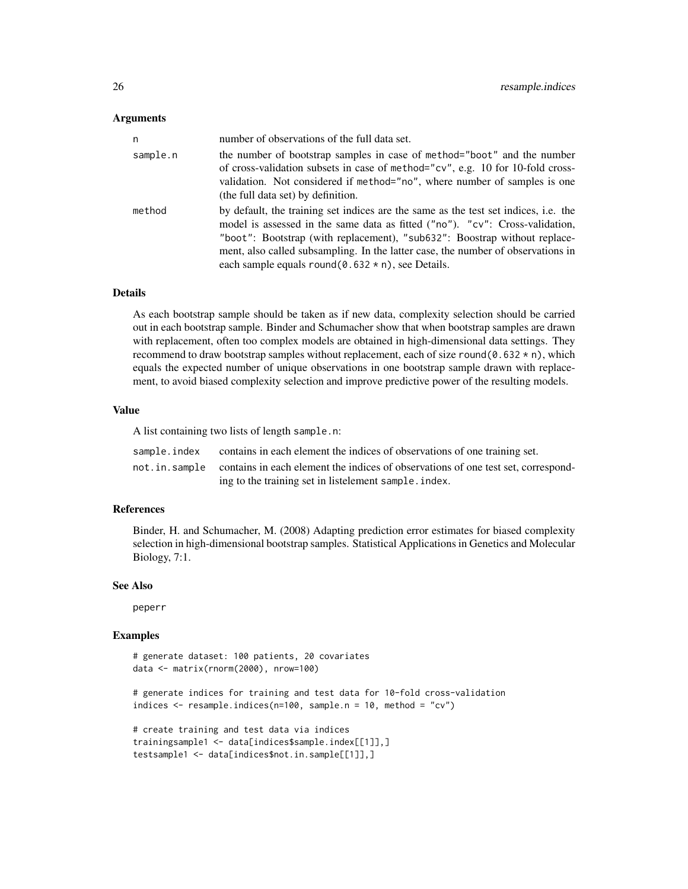### Arguments

| | |
|---|---|
| n | number of observations of the full data set. |
| sample.n | the number of bootstrap samples in case of method="boot" and the number of cross-validation subsets in case of method="cv", e.g. 10 for 10-fold cross-validation. Not considered if method="no", where number of samples is one (the full data set) by definition. |
| method | by default, the training set indices are the same as the test set indices, i.e. the model is assessed in the same data as fitted ("no"). "cv": Cross-validation, "boot": Bootstrap (with replacement), "sub632": Boostrap without replacement, also called subsampling. In the latter case, the number of observations in each sample equals round(0.632 * n), see Details. |

### Details

As each bootstrap sample should be taken as if new data, complexity selection should be carried out in each bootstrap sample. Binder and Schumacher show that when bootstrap samples are drawn with replacement, often too complex models are obtained in high-dimensional data settings. They recommend to draw bootstrap samples without replacement, each of size round(0.632 * n), which equals the expected number of unique observations in one bootstrap sample drawn with replacement, to avoid biased complexity selection and improve predictive power of the resulting models.

### Value

A list containing two lists of length sample.n:

| | |
|---|---|
| sample.index | contains in each element the indices of observations of one training set. |
| not.in.sample | contains in each element the indices of observations of one test set, corresponding to the training set in listelement sample.index. |

### References

Binder, H. and Schumacher, M. (2008) Adapting prediction error estimates for biased complexity selection in high-dimensional bootstrap samples. Statistical Applications in Genetics and Molecular Biology, 7:1.

### See Also

peperr

### Examples

```
# generate dataset: 100 patients, 20 covariates
data <- matrix(rnorm(2000), nrow=100)

# generate indices for training and test data for 10-fold cross-validation
indices <- resample.indices(n=100, sample.n = 10, method = "cv")

# create training and test data via indices
trainingsample1 <- data[indices$sample.index[[1]],]
testsample1 <- data[indices$not.in.sample[[1]],]
```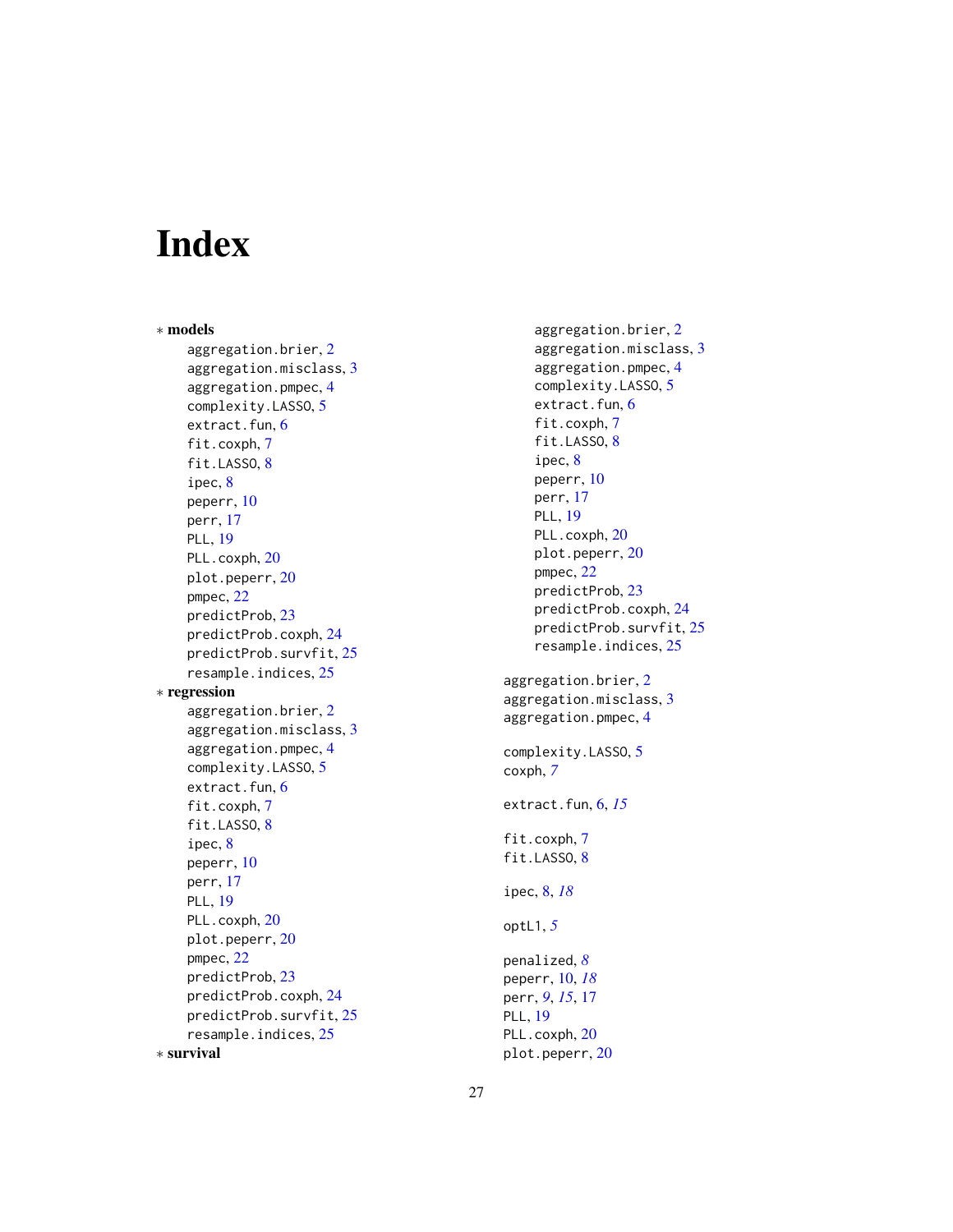# Index

∗ **models**

- aggregation.brier, 2
- aggregation.misclass, 3
- aggregation.pmpec, 4
- complexity.LASSO, 5
- extract.fun, 6
- fit.coxph, 7
- fit.LASSO, 8
- ipec, 8
- peperr, 10
- perr, 17
- PLL, 19
- PLL.coxph, 20
- plot.peperr, 20
- pmpec, 22
- predictProb, 23
- predictProb.coxph, 24
- predictProb.survfit, 25
- resample.indices, 25

∗ **regression**

- aggregation.brier, 2
- aggregation.misclass, 3
- aggregation.pmpec, 4
- complexity.LASSO, 5
- extract.fun, 6
- fit.coxph, 7
- fit.LASSO, 8
- ipec, 8
- peperr, 10
- perr, 17
- PLL, 19
- PLL.coxph, 20
- plot.peperr, 20
- pmpec, 22
- predictProb, 23
- predictProb.coxph, 24
- predictProb.survfit, 25
- resample.indices, 25

∗ **survival**

- aggregation.brier, 2
- aggregation.misclass, 3
- aggregation.pmpec, 4
- complexity.LASSO, 5
- extract.fun, 6
- fit.coxph, 7
- fit.LASSO, 8
- ipec, 8
- peperr, 10
- perr, 17
- PLL, 19
- PLL.coxph, 20
- plot.peperr, 20
- pmpec, 22
- predictProb, 23
- predictProb.coxph, 24
- predictProb.survfit, 25
- resample.indices, 25

aggregation.brier, 2
aggregation.misclass, 3
aggregation.pmpec, 4

complexity.LASSO, 5
coxph, *7*

extract.fun, 6, *15*

fit.coxph, 7
fit.LASSO, 8

ipec, 8, *18*

optL1, *5*

penalized, *8*
peperr, 10, *18*
perr, *9*, *15*, 17
PLL, 19
PLL.coxph, 20
plot.peperr, 20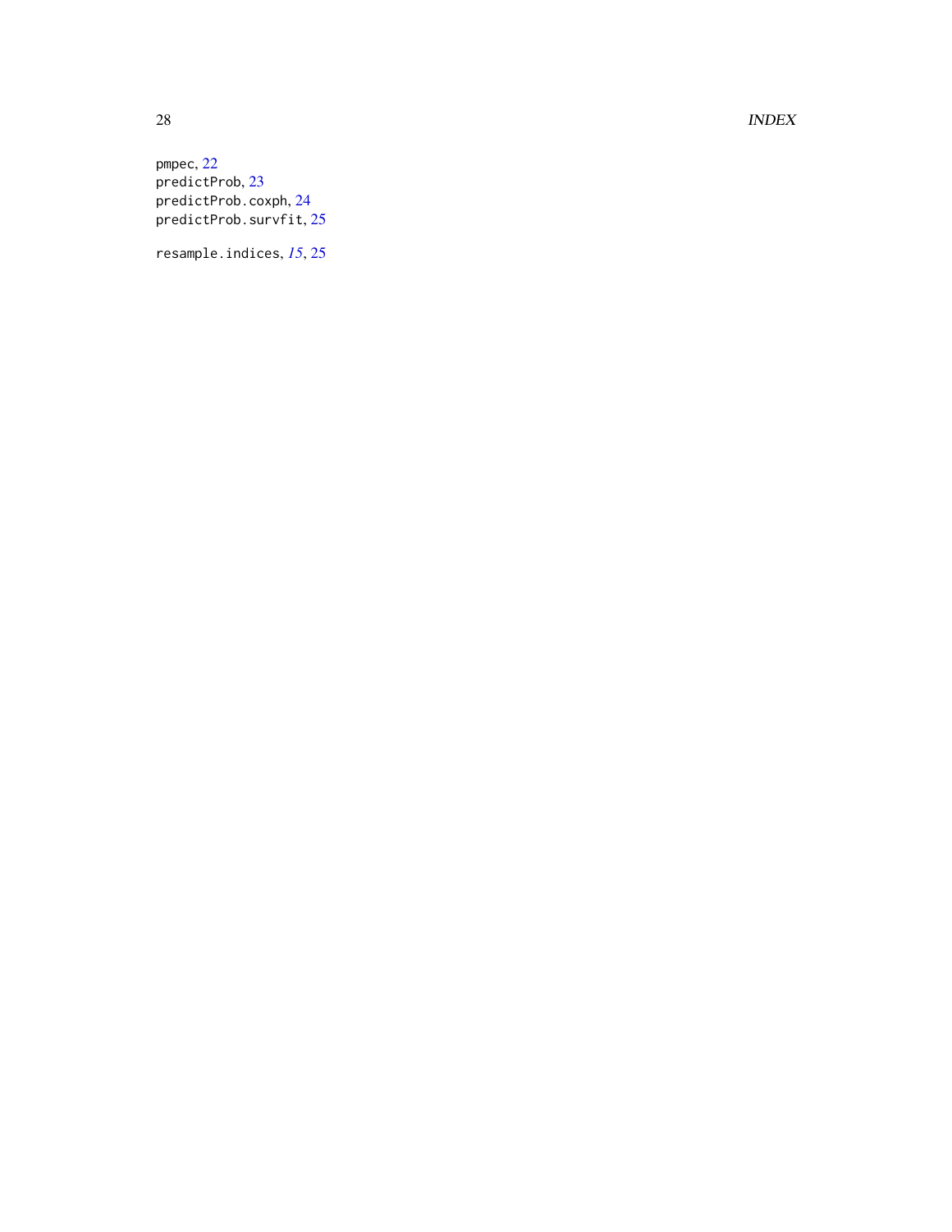pmpec, 22
predictProb, 23
predictProb.coxph, 24
predictProb.survfit, 25

resample.indices, *15*, 25